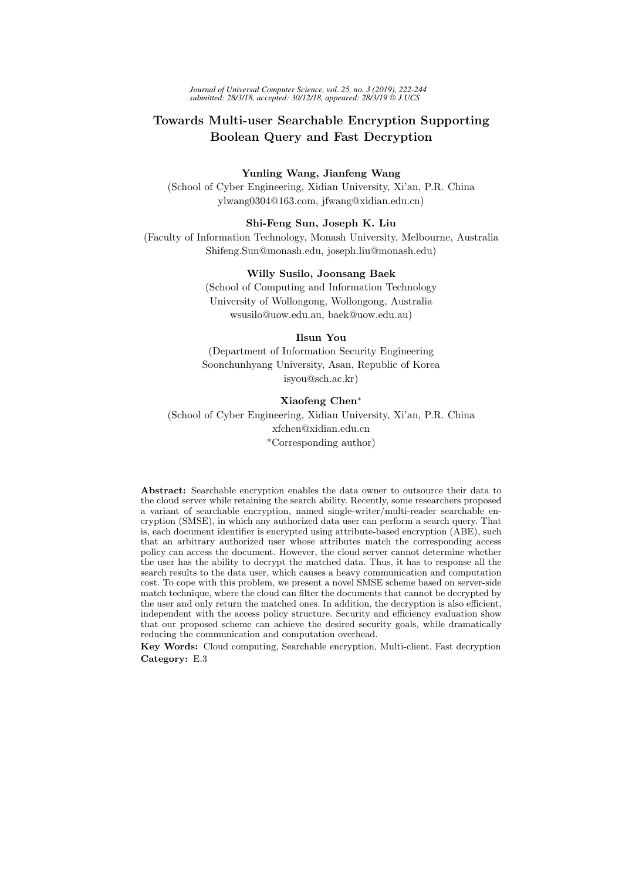# Towards Multi-user Searchable Encryption Supporting Boolean Query and Fast Decryption

**Yunling Wang, Jianfeng Wang**
(School of Cyber Engineering, Xidian University, Xi'an, P.R. China
ylwang0304@163.com, jfwang@xidian.edu.cn)

**Shi-Feng Sun, Joseph K. Liu**
(Faculty of Information Technology, Monash University, Melbourne, Australia
Shifeng.Sun@monash.edu, joseph.liu@monash.edu)

**Willy Susilo, Joonsang Baek**
(School of Computing and Information Technology
University of Wollongong, Wollongong, Australia
wsusilo@uow.edu.au, baek@uow.edu.au)

**Ilsun You**
(Department of Information Security Engineering
Soonchunhyang University, Asan, Republic of Korea
isyou@sch.ac.kr)

**Xiaofeng Chen***
(School of Cyber Engineering, Xidian University, Xi'an, P.R. China
xfchen@xidian.edu.cn
*Corresponding author)

**Abstract:** Searchable encryption enables the data owner to outsource their data to the cloud server while retaining the search ability. Recently, some researchers proposed a variant of searchable encryption, named single-writer/multi-reader searchable encryption (SMSE), in which any authorized data user can perform a search query. That is, each document identifier is encrypted using attribute-based encryption (ABE), such that an arbitrary authorized user whose attributes match the corresponding access policy can access the document. However, the cloud server cannot determine whether the user has the ability to decrypt the matched data. Thus, it has to response all the search results to the data user, which causes a heavy communication and computation cost. To cope with this problem, we present a novel SMSE scheme based on server-side match technique, where the cloud can filter the documents that cannot be decrypted by the user and only return the matched ones. In addition, the decryption is also efficient, independent with the access policy structure. Security and efficiency evaluation show that our proposed scheme can achieve the desired security goals, while dramatically reducing the communication and computation overhead.

**Key Words:** Cloud computing, Searchable encryption, Multi-client, Fast decryption

**Category:** E.3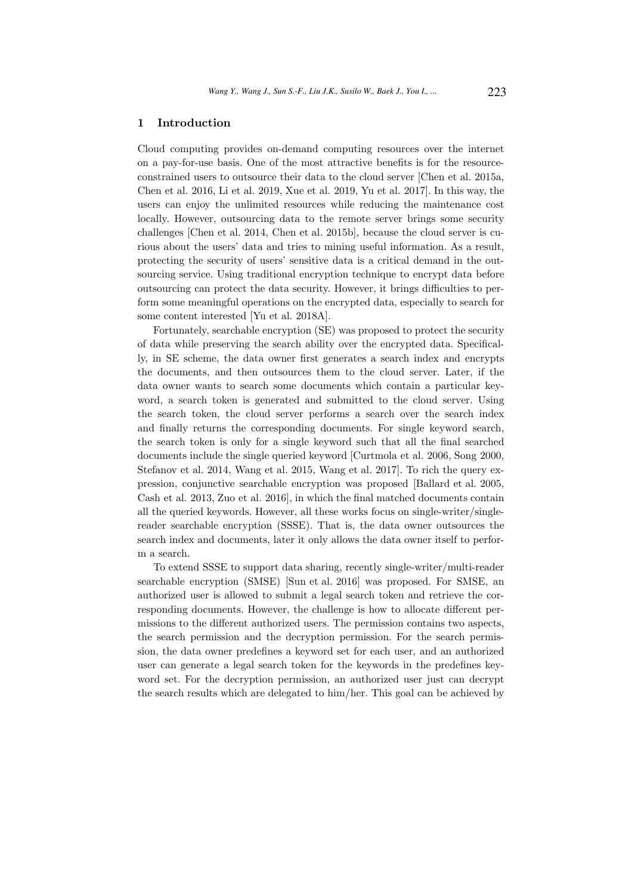## 1 Introduction

Cloud computing provides on-demand computing resources over the internet on a pay-for-use basis. One of the most attractive benefits is for the resource-constrained users to outsource their data to the cloud server [Chen et al. 2015a, Chen et al. 2016, Li et al. 2019, Xue et al. 2019, Yu et al. 2017]. In this way, the users can enjoy the unlimited resources while reducing the maintenance cost locally. However, outsourcing data to the remote server brings some security challenges [Chen et al. 2014, Chen et al. 2015b], because the cloud server is curious about the users' data and tries to mining useful information. As a result, protecting the security of users' sensitive data is a critical demand in the outsourcing service. Using traditional encryption technique to encrypt data before outsourcing can protect the data security. However, it brings difficulties to perform some meaningful operations on the encrypted data, especially to search for some content interested [Yu et al. 2018A].

Fortunately, searchable encryption (SE) was proposed to protect the security of data while preserving the search ability over the encrypted data. Specifically, in SE scheme, the data owner first generates a search index and encrypts the documents, and then outsources them to the cloud server. Later, if the data owner wants to search some documents which contain a particular keyword, a search token is generated and submitted to the cloud server. Using the search token, the cloud server performs a search over the search index and finally returns the corresponding documents. For single keyword search, the search token is only for a single keyword such that all the final searched documents include the single queried keyword [Curtmola et al. 2006, Song 2000, Stefanov et al. 2014, Wang et al. 2015, Wang et al. 2017]. To rich the query expression, conjunctive searchable encryption was proposed [Ballard et al. 2005, Cash et al. 2013, Zuo et al. 2016], in which the final matched documents contain all the queried keywords. However, all these works focus on single-writer/single-reader searchable encryption (SSSE). That is, the data owner outsources the search index and documents, later it only allows the data owner itself to perform a search.

To extend SSSE to support data sharing, recently single-writer/multi-reader searchable encryption (SMSE) [Sun et al. 2016] was proposed. For SMSE, an authorized user is allowed to submit a legal search token and retrieve the corresponding documents. However, the challenge is how to allocate different permissions to the different authorized users. The permission contains two aspects, the search permission and the decryption permission. For the search permission, the data owner predefines a keyword set for each user, and an authorized user can generate a legal search token for the keywords in the predefines keyword set. For the decryption permission, an authorized user just can decrypt the search results which are delegated to him/her. This goal can be achieved by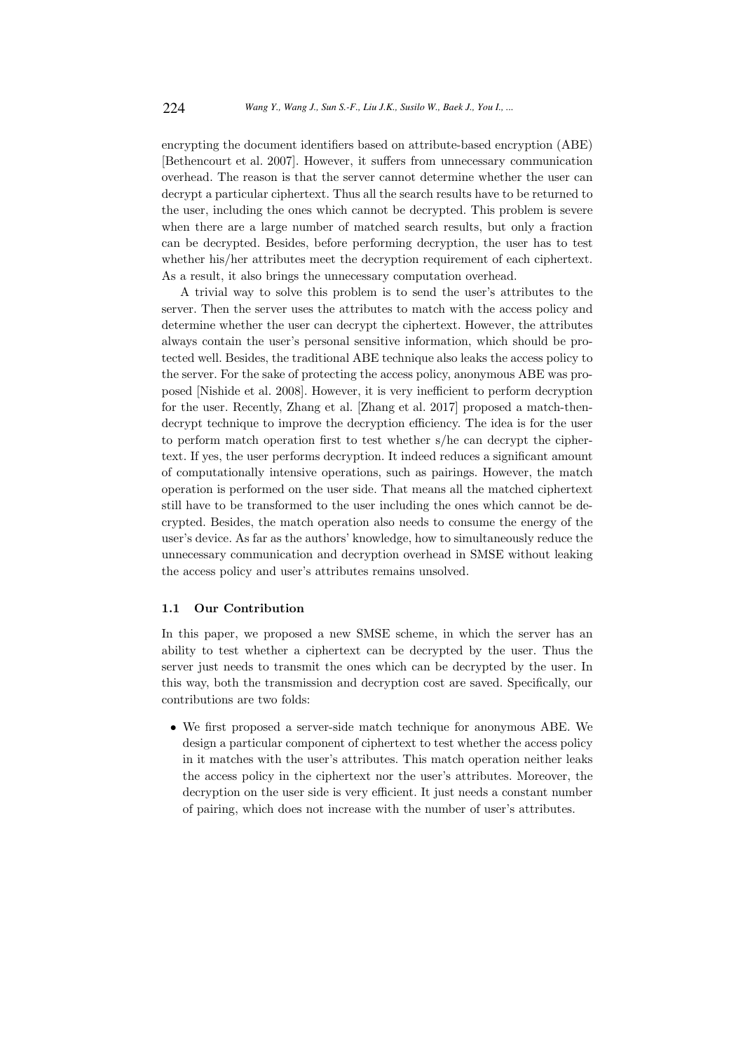encrypting the document identifiers based on attribute-based encryption (ABE) [Bethencourt et al. 2007]. However, it suffers from unnecessary communication overhead. The reason is that the server cannot determine whether the user can decrypt a particular ciphertext. Thus all the search results have to be returned to the user, including the ones which cannot be decrypted. This problem is severe when there are a large number of matched search results, but only a fraction can be decrypted. Besides, before performing decryption, the user has to test whether his/her attributes meet the decryption requirement of each ciphertext. As a result, it also brings the unnecessary computation overhead.

A trivial way to solve this problem is to send the user's attributes to the server. Then the server uses the attributes to match with the access policy and determine whether the user can decrypt the ciphertext. However, the attributes always contain the user's personal sensitive information, which should be protected well. Besides, the traditional ABE technique also leaks the access policy to the server. For the sake of protecting the access policy, anonymous ABE was proposed [Nishide et al. 2008]. However, it is very inefficient to perform decryption for the user. Recently, Zhang et al. [Zhang et al. 2017] proposed a match-then-decrypt technique to improve the decryption efficiency. The idea is for the user to perform match operation first to test whether s/he can decrypt the ciphertext. If yes, the user performs decryption. It indeed reduces a significant amount of computationally intensive operations, such as pairings. However, the match operation is performed on the user side. That means all the matched ciphertext still have to be transformed to the user including the ones which cannot be decrypted. Besides, the match operation also needs to consume the energy of the user's device. As far as the authors' knowledge, how to simultaneously reduce the unnecessary communication and decryption overhead in SMSE without leaking the access policy and user's attributes remains unsolved.

### 1.1 Our Contribution

In this paper, we proposed a new SMSE scheme, in which the server has an ability to test whether a ciphertext can be decrypted by the user. Thus the server just needs to transmit the ones which can be decrypted by the user. In this way, both the transmission and decryption cost are saved. Specifically, our contributions are two folds:

- We first proposed a server-side match technique for anonymous ABE. We design a particular component of ciphertext to test whether the access policy in it matches with the user's attributes. This match operation neither leaks the access policy in the ciphertext nor the user's attributes. Moreover, the decryption on the user side is very efficient. It just needs a constant number of pairing, which does not increase with the number of user's attributes.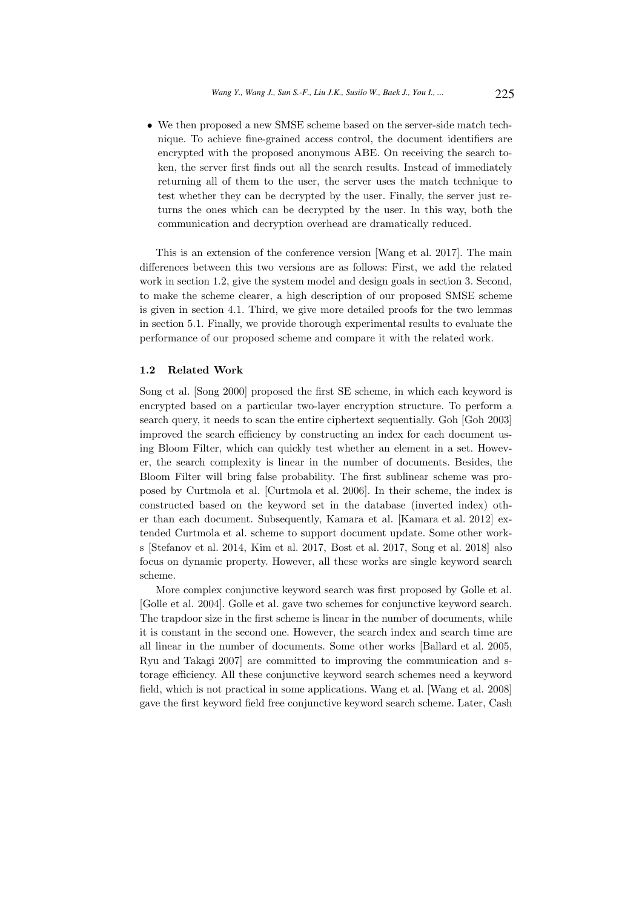- We then proposed a new SMSE scheme based on the server-side match technique. To achieve fine-grained access control, the document identifiers are encrypted with the proposed anonymous ABE. On receiving the search token, the server first finds out all the search results. Instead of immediately returning all of them to the user, the server uses the match technique to test whether they can be decrypted by the user. Finally, the server just returns the ones which can be decrypted by the user. In this way, both the communication and decryption overhead are dramatically reduced.

This is an extension of the conference version [Wang et al. 2017]. The main differences between this two versions are as follows: First, we add the related work in section 1.2, give the system model and design goals in section 3. Second, to make the scheme clearer, a high description of our proposed SMSE scheme is given in section 4.1. Third, we give more detailed proofs for the two lemmas in section 5.1. Finally, we provide thorough experimental results to evaluate the performance of our proposed scheme and compare it with the related work.

### 1.2 Related Work

Song et al. [Song 2000] proposed the first SE scheme, in which each keyword is encrypted based on a particular two-layer encryption structure. To perform a search query, it needs to scan the entire ciphertext sequentially. Goh [Goh 2003] improved the search efficiency by constructing an index for each document using Bloom Filter, which can quickly test whether an element in a set. However, the search complexity is linear in the number of documents. Besides, the Bloom Filter will bring false probability. The first sublinear scheme was proposed by Curtmola et al. [Curtmola et al. 2006]. In their scheme, the index is constructed based on the keyword set in the database (inverted index) other than each document. Subsequently, Kamara et al. [Kamara et al. 2012] extended Curtmola et al. scheme to support document update. Some other works [Stefanov et al. 2014, Kim et al. 2017, Bost et al. 2017, Song et al. 2018] also focus on dynamic property. However, all these works are single keyword search scheme.

More complex conjunctive keyword search was first proposed by Golle et al. [Golle et al. 2004]. Golle et al. gave two schemes for conjunctive keyword search. The trapdoor size in the first scheme is linear in the number of documents, while it is constant in the second one. However, the search index and search time are all linear in the number of documents. Some other works [Ballard et al. 2005, Ryu and Takagi 2007] are committed to improving the communication and storage efficiency. All these conjunctive keyword search schemes need a keyword field, which is not practical in some applications. Wang et al. [Wang et al. 2008] gave the first keyword field free conjunctive keyword search scheme. Later, Cash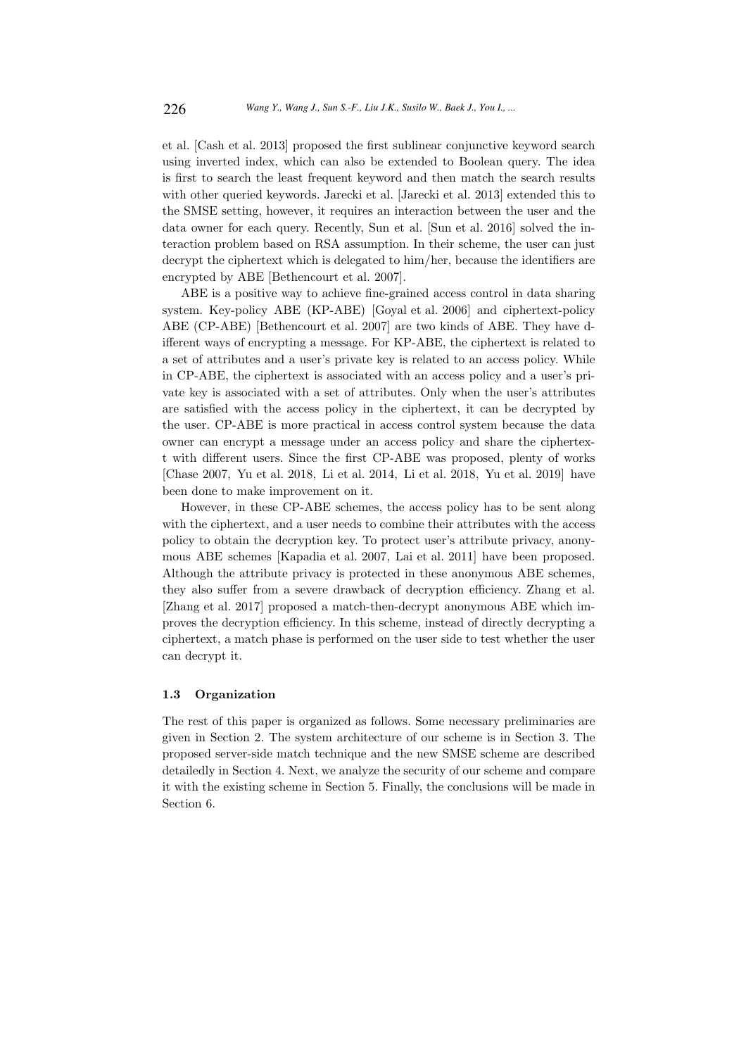et al. [Cash et al. 2013] proposed the first sublinear conjunctive keyword search using inverted index, which can also be extended to Boolean query. The idea is first to search the least frequent keyword and then match the search results with other queried keywords. Jarecki et al. [Jarecki et al. 2013] extended this to the SMSE setting, however, it requires an interaction between the user and the data owner for each query. Recently, Sun et al. [Sun et al. 2016] solved the interaction problem based on RSA assumption. In their scheme, the user can just decrypt the ciphertext which is delegated to him/her, because the identifiers are encrypted by ABE [Bethencourt et al. 2007].

ABE is a positive way to achieve fine-grained access control in data sharing system. Key-policy ABE (KP-ABE) [Goyal et al. 2006] and ciphertext-policy ABE (CP-ABE) [Bethencourt et al. 2007] are two kinds of ABE. They have different ways of encrypting a message. For KP-ABE, the ciphertext is related to a set of attributes and a user's private key is related to an access policy. While in CP-ABE, the ciphertext is associated with an access policy and a user's private key is associated with a set of attributes. Only when the user's attributes are satisfied with the access policy in the ciphertext, it can be decrypted by the user. CP-ABE is more practical in access control system because the data owner can encrypt a message under an access policy and share the ciphertext with different users. Since the first CP-ABE was proposed, plenty of works [Chase 2007, Yu et al. 2018, Li et al. 2014, Li et al. 2018, Yu et al. 2019] have been done to make improvement on it.

However, in these CP-ABE schemes, the access policy has to be sent along with the ciphertext, and a user needs to combine their attributes with the access policy to obtain the decryption key. To protect user's attribute privacy, anonymous ABE schemes [Kapadia et al. 2007, Lai et al. 2011] have been proposed. Although the attribute privacy is protected in these anonymous ABE schemes, they also suffer from a severe drawback of decryption efficiency. Zhang et al. [Zhang et al. 2017] proposed a match-then-decrypt anonymous ABE which improves the decryption efficiency. In this scheme, instead of directly decrypting a ciphertext, a match phase is performed on the user side to test whether the user can decrypt it.

### 1.3 Organization

The rest of this paper is organized as follows. Some necessary preliminaries are given in Section 2. The system architecture of our scheme is in Section 3. The proposed server-side match technique and the new SMSE scheme are described detailedly in Section 4. Next, we analyze the security of our scheme and compare it with the existing scheme in Section 5. Finally, the conclusions will be made in Section 6.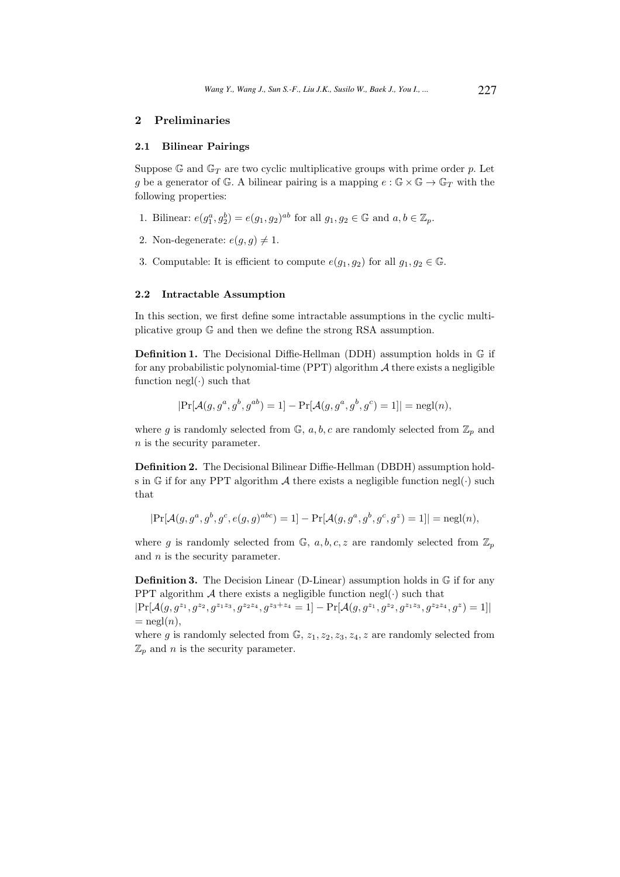## 2 Preliminaries

### 2.1 Bilinear Pairings

Suppose $\mathbb{G}$ and $\mathbb{G}_T$ are two cyclic multiplicative groups with prime order $p$. Let $g$ be a generator of $\mathbb{G}$. A bilinear pairing is a mapping $e : \mathbb{G} \times \mathbb{G} \to \mathbb{G}_T$ with the following properties:

1. Bilinear: $e(g_1^a, g_2^b) = e(g_1, g_2)^{ab}$ for all $g_1, g_2 \in \mathbb{G}$ and $a, b \in \mathbb{Z}_p$.
2. Non-degenerate: $e(g, g) \neq 1$.
3. Computable: It is efficient to compute $e(g_1, g_2)$ for all $g_1, g_2 \in \mathbb{G}$.

### 2.2 Intractable Assumption

In this section, we first define some intractable assumptions in the cyclic multiplicative group $\mathbb{G}$ and then we define the strong RSA assumption.

**Definition 1.** The Decisional Diffie-Hellman (DDH) assumption holds in $\mathbb{G}$ if for any probabilistic polynomial-time (PPT) algorithm $\mathcal{A}$ there exists a negligible function $\text{negl}(\cdot)$ such that

$$|\Pr[\mathcal{A}(g, g^a, g^b, g^{ab}) = 1] - \Pr[\mathcal{A}(g, g^a, g^b, g^c) = 1]| = \text{negl}(n),$$

where $g$ is randomly selected from $\mathbb{G}$, $a, b, c$ are randomly selected from $\mathbb{Z}_p$ and $n$ is the security parameter.

**Definition 2.** The Decisional Bilinear Diffie-Hellman (DBDH) assumption holds in $\mathbb{G}$ if for any PPT algorithm $\mathcal{A}$ there exists a negligible function $\text{negl}(\cdot)$ such that

$$|\Pr[\mathcal{A}(g, g^a, g^b, g^c, e(g, g)^{abc}) = 1] - \Pr[\mathcal{A}(g, g^a, g^b, g^c, g^z) = 1]| = \text{negl}(n),$$

where $g$ is randomly selected from $\mathbb{G}$, $a, b, c, z$ are randomly selected from $\mathbb{Z}_p$ and $n$ is the security parameter.

**Definition 3.** The Decision Linear (D-Linear) assumption holds in $\mathbb{G}$ if for any PPT algorithm $\mathcal{A}$ there exists a negligible function $\text{negl}(\cdot)$ such that
$|\Pr[\mathcal{A}(g, g^{z_1}, g^{z_2}, g^{z_1 z_3}, g^{z_2 z_4}, g^{z_3 + z_4} = 1] - \Pr[\mathcal{A}(g, g^{z_1}, g^{z_2}, g^{z_1 z_3}, g^{z_2 z_4}, g^z) = 1]|$
$= \text{negl}(n)$,
where $g$ is randomly selected from $\mathbb{G}$, $z_1, z_2, z_3, z_4, z$ are randomly selected from $\mathbb{Z}_p$ and $n$ is the security parameter.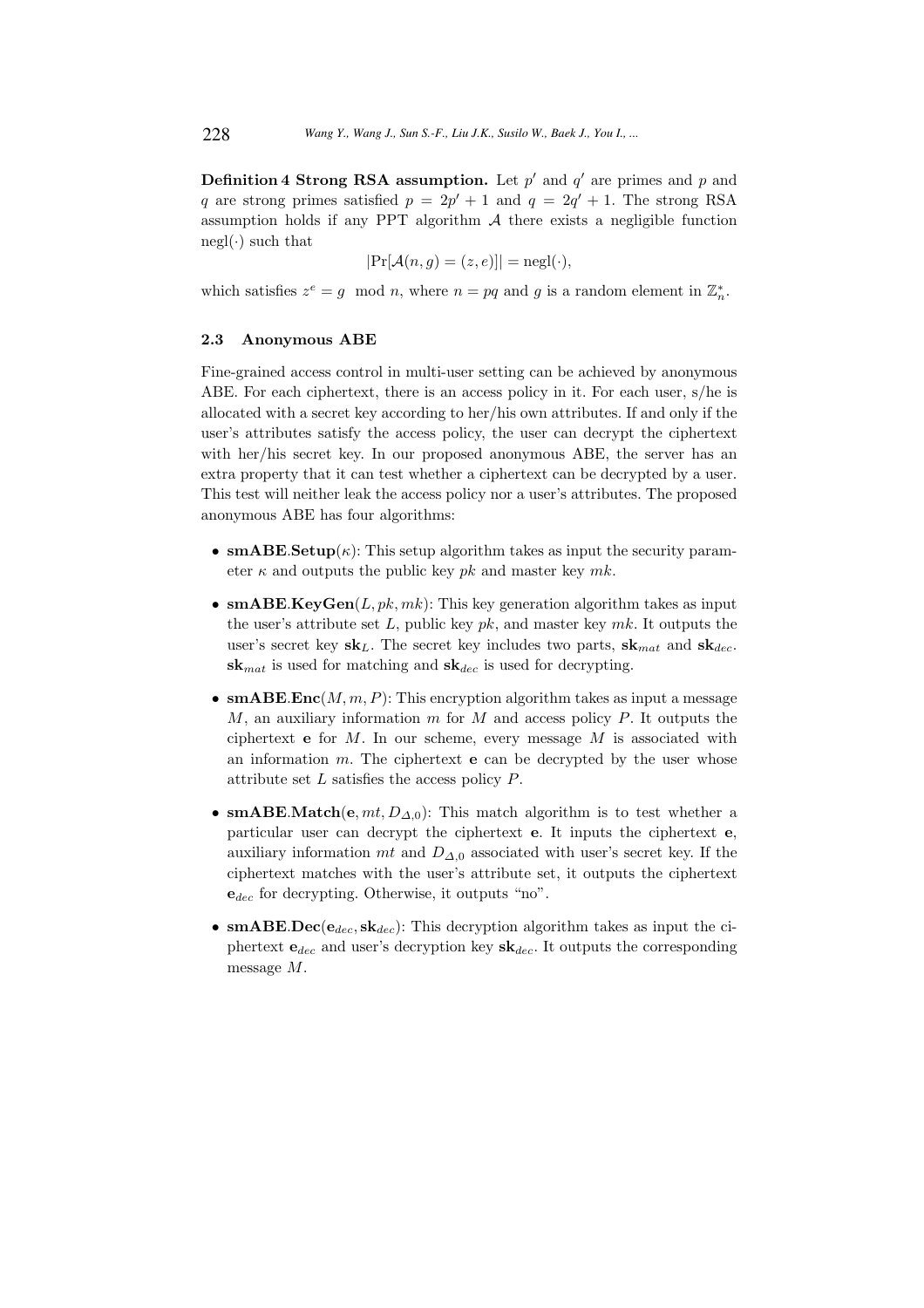**Definition 4 Strong RSA assumption.** Let $p'$ and $q'$ are primes and $p$ and $q$ are strong primes satisfied $p = 2p' + 1$ and $q = 2q' + 1$. The strong RSA assumption holds if any PPT algorithm $\mathcal{A}$ there exists a negligible function $\text{negl}(\cdot)$ such that

$$|\Pr[\mathcal{A}(n, g) = (z, e)]| = \text{negl}(\cdot),$$

which satisfies $z^e = g \mod n$, where $n = pq$ and $g$ is a random element in $\mathbb{Z}_n^*$.

### 2.3 Anonymous ABE

Fine-grained access control in multi-user setting can be achieved by anonymous ABE. For each ciphertext, there is an access policy in it. For each user, s/he is allocated with a secret key according to her/his own attributes. If and only if the user's attributes satisfy the access policy, the user can decrypt the ciphertext with her/his secret key. In our proposed anonymous ABE, the server has an extra property that it can test whether a ciphertext can be decrypted by a user. This test will neither leak the access policy nor a user's attributes. The proposed anonymous ABE has four algorithms:

- **smABE.Setup**$(\kappa)$: This setup algorithm takes as input the security parameter $\kappa$ and outputs the public key $pk$ and master key $mk$.
- **smABE.KeyGen**$(L, pk, mk)$: This key generation algorithm takes as input the user's attribute set $L$, public key $pk$, and master key $mk$. It outputs the user's secret key $\mathbf{sk}_L$. The secret key includes two parts, $\mathbf{sk}_{mat}$ and $\mathbf{sk}_{dec}$. $\mathbf{sk}_{mat}$ is used for matching and $\mathbf{sk}_{dec}$ is used for decrypting.
- **smABE.Enc**$(M, m, P)$: This encryption algorithm takes as input a message $M$, an auxiliary information $m$ for $M$ and access policy $P$. It outputs the ciphertext $\mathbf{e}$ for $M$. In our scheme, every message $M$ is associated with an information $m$. The ciphertext $\mathbf{e}$ can be decrypted by the user whose attribute set $L$ satisfies the access policy $P$.
- **smABE.Match**$(\mathbf{e}, mt, D_{\Delta,0})$: This match algorithm is to test whether a particular user can decrypt the ciphertext $\mathbf{e}$. It inputs the ciphertext $\mathbf{e}$, auxiliary information $mt$ and $D_{\Delta,0}$ associated with user's secret key. If the ciphertext matches with the user's attribute set, it outputs the ciphertext $\mathbf{e}_{dec}$ for decrypting. Otherwise, it outputs "no".
- **smABE.Dec**$(\mathbf{e}_{dec}, \mathbf{sk}_{dec})$: This decryption algorithm takes as input the ciphertext $\mathbf{e}_{dec}$ and user's decryption key $\mathbf{sk}_{dec}$. It outputs the corresponding message $M$.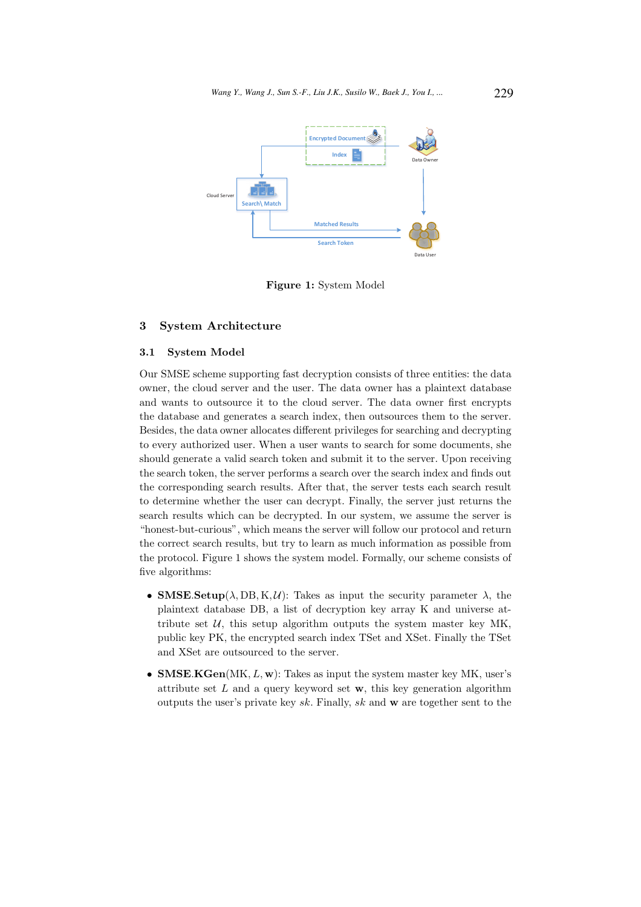**Figure 1:** System Model

## 3 System Architecture

### 3.1 System Model

Our SMSE scheme supporting fast decryption consists of three entities: the data owner, the cloud server and the user. The data owner has a plaintext database and wants to outsource it to the cloud server. The data owner first encrypts the database and generates a search index, then outsources them to the server. Besides, the data owner allocates different privileges for searching and decrypting to every authorized user. When a user wants to search for some documents, she should generate a valid search token and submit it to the server. Upon receiving the search token, the server performs a search over the search index and finds out the corresponding search results. After that, the server tests each search result to determine whether the user can decrypt. Finally, the server just returns the search results which can be decrypted. In our system, we assume the server is "honest-but-curious", which means the server will follow our protocol and return the correct search results, but try to learn as much information as possible from the protocol. Figure 1 shows the system model. Formally, our scheme consists of five algorithms:

- **SMSE.Setup**$(\lambda, \mathrm{DB}, \mathrm{K}, \mathcal{U})$: Takes as input the security parameter $\lambda$, the plaintext database DB, a list of decryption key array K and universe attribute set $\mathcal{U}$, this setup algorithm outputs the system master key MK, public key PK, the encrypted search index TSet and XSet. Finally the TSet and XSet are outsourced to the server.
- **SMSE.KGen**$(\mathrm{MK}, L, \mathbf{w})$: Takes as input the system master key MK, user's attribute set $L$ and a query keyword set $\mathbf{w}$, this key generation algorithm outputs the user's private key $sk$. Finally, $sk$ and $\mathbf{w}$ are together sent to the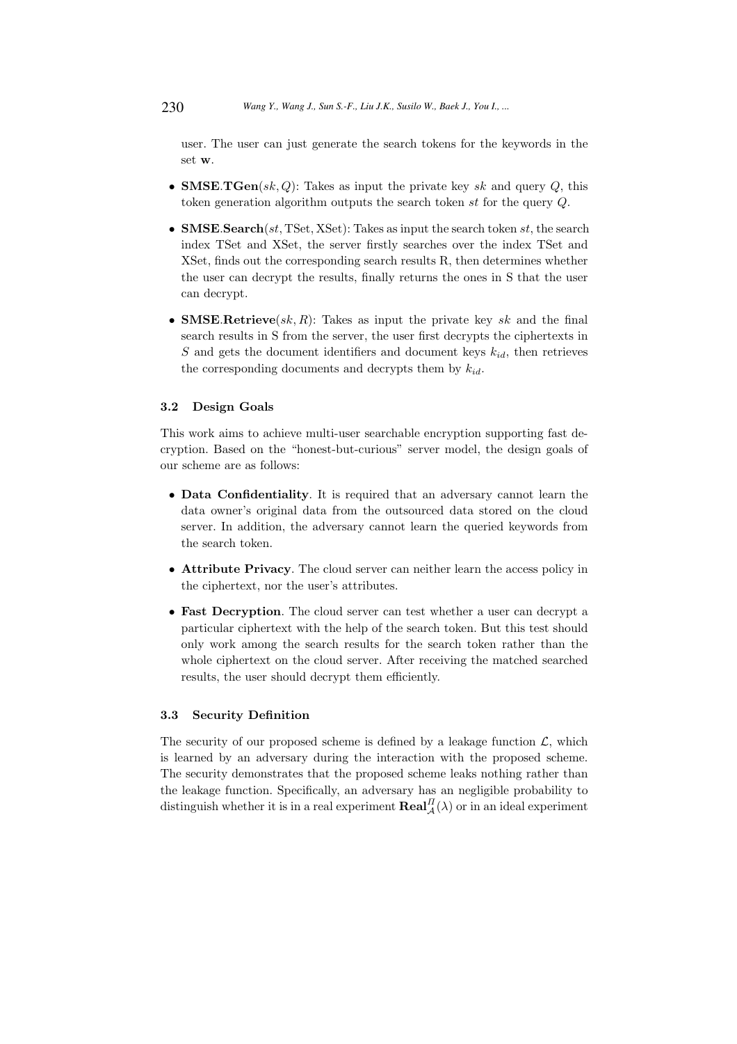user. The user can just generate the search tokens for the keywords in the set $\mathbf{w}$.

- **SMSE.TGen**$(sk, Q)$: Takes as input the private key $sk$ and query $Q$, this token generation algorithm outputs the search token $st$ for the query $Q$.
- **SMSE.Search**$(st, \text{TSet}, \text{XSet})$: Takes as input the search token $st$, the search index TSet and XSet, the server firstly searches over the index TSet and XSet, finds out the corresponding search results R, then determines whether the user can decrypt the results, finally returns the ones in S that the user can decrypt.
- **SMSE.Retrieve**$(sk, R)$: Takes as input the private key $sk$ and the final search results in S from the server, the user first decrypts the ciphertexts in $S$ and gets the document identifiers and document keys $k_{id}$, then retrieves the corresponding documents and decrypts them by $k_{id}$.

### 3.2 Design Goals

This work aims to achieve multi-user searchable encryption supporting fast decryption. Based on the "honest-but-curious" server model, the design goals of our scheme are as follows:

- **Data Confidentiality**. It is required that an adversary cannot learn the data owner's original data from the outsourced data stored on the cloud server. In addition, the adversary cannot learn the queried keywords from the search token.
- **Attribute Privacy**. The cloud server can neither learn the access policy in the ciphertext, nor the user's attributes.
- **Fast Decryption**. The cloud server can test whether a user can decrypt a particular ciphertext with the help of the search token. But this test should only work among the search results for the search token rather than the whole ciphertext on the cloud server. After receiving the matched searched results, the user should decrypt them efficiently.

### 3.3 Security Definition

The security of our proposed scheme is defined by a leakage function $\mathcal{L}$, which is learned by an adversary during the interaction with the proposed scheme. The security demonstrates that the proposed scheme leaks nothing rather than the leakage function. Specifically, an adversary has an negligible probability to distinguish whether it is in a real experiment $\mathbf{Real}^{\Pi}_{\mathcal{A}}(\lambda)$ or in an ideal experiment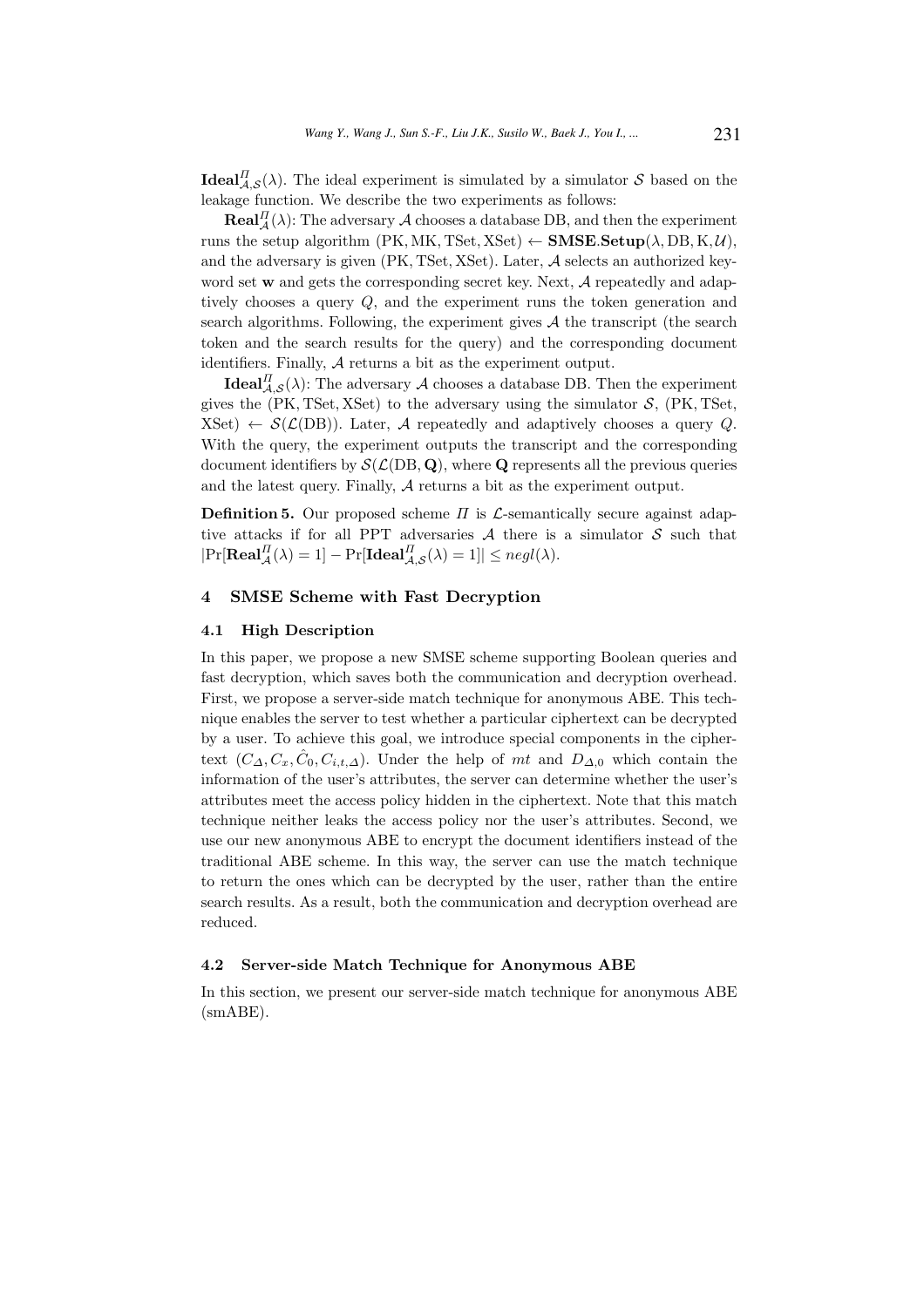$\mathbf{Ideal}^{\Pi}_{\mathcal{A},\mathcal{S}}(\lambda)$. The ideal experiment is simulated by a simulator $\mathcal{S}$ based on the leakage function. We describe the two experiments as follows:

$\mathbf{Real}^{\Pi}_{\mathcal{A}}(\lambda)$: The adversary $\mathcal{A}$ chooses a database DB, and then the experiment runs the setup algorithm $(\mathrm{PK}, \mathrm{MK}, \mathrm{TSet}, \mathrm{XSet}) \leftarrow \mathbf{SMSE}.\mathbf{Setup}(\lambda, \mathrm{DB}, \mathrm{K}, \mathcal{U})$, and the adversary is given $(\mathrm{PK}, \mathrm{TSet}, \mathrm{XSet})$. Later, $\mathcal{A}$ selects an authorized keyword set $\mathbf{w}$ and gets the corresponding secret key. Next, $\mathcal{A}$ repeatedly and adaptively chooses a query $Q$, and the experiment runs the token generation and search algorithms. Following, the experiment gives $\mathcal{A}$ the transcript (the search token and the search results for the query) and the corresponding document identifiers. Finally, $\mathcal{A}$ returns a bit as the experiment output.

$\mathbf{Ideal}^{\Pi}_{\mathcal{A},\mathcal{S}}(\lambda)$: The adversary $\mathcal{A}$ chooses a database DB. Then the experiment gives the $(\mathrm{PK}, \mathrm{TSet}, \mathrm{XSet})$ to the adversary using the simulator $\mathcal{S}$, $(\mathrm{PK}, \mathrm{TSet}, \mathrm{XSet}) \leftarrow \mathcal{S}(\mathcal{L}(\mathrm{DB}))$. Later, $\mathcal{A}$ repeatedly and adaptively chooses a query $Q$. With the query, the experiment outputs the transcript and the corresponding document identifiers by $\mathcal{S}(\mathcal{L}(\mathrm{DB}, \mathbf{Q}))$, where $\mathbf{Q}$ represents all the previous queries and the latest query. Finally, $\mathcal{A}$ returns a bit as the experiment output.

**Definition 5.** Our proposed scheme $\Pi$ is $\mathcal{L}$-semantically secure against adaptive attacks if for all PPT adversaries $\mathcal{A}$ there is a simulator $\mathcal{S}$ such that $|\Pr[\mathbf{Real}^{\Pi}_{\mathcal{A}}(\lambda) = 1] - \Pr[\mathbf{Ideal}^{\Pi}_{\mathcal{A},\mathcal{S}}(\lambda) = 1]| \leq negl(\lambda)$.

## 4 SMSE Scheme with Fast Decryption

### 4.1 High Description

In this paper, we propose a new SMSE scheme supporting Boolean queries and fast decryption, which saves both the communication and decryption overhead. First, we propose a server-side match technique for anonymous ABE. This technique enables the server to test whether a particular ciphertext can be decrypted by a user. To achieve this goal, we introduce special components in the ciphertext $(C_{\Delta}, C_x, \hat{C}_0, C_{i,t,\Delta})$. Under the help of $mt$ and $D_{\Delta,0}$ which contain the information of the user's attributes, the server can determine whether the user's attributes meet the access policy hidden in the ciphertext. Note that this match technique neither leaks the access policy nor the user's attributes. Second, we use our new anonymous ABE to encrypt the document identifiers instead of the traditional ABE scheme. In this way, the server can use the match technique to return the ones which can be decrypted by the user, rather than the entire search results. As a result, both the communication and decryption overhead are reduced.

### 4.2 Server-side Match Technique for Anonymous ABE

In this section, we present our server-side match technique for anonymous ABE (smABE).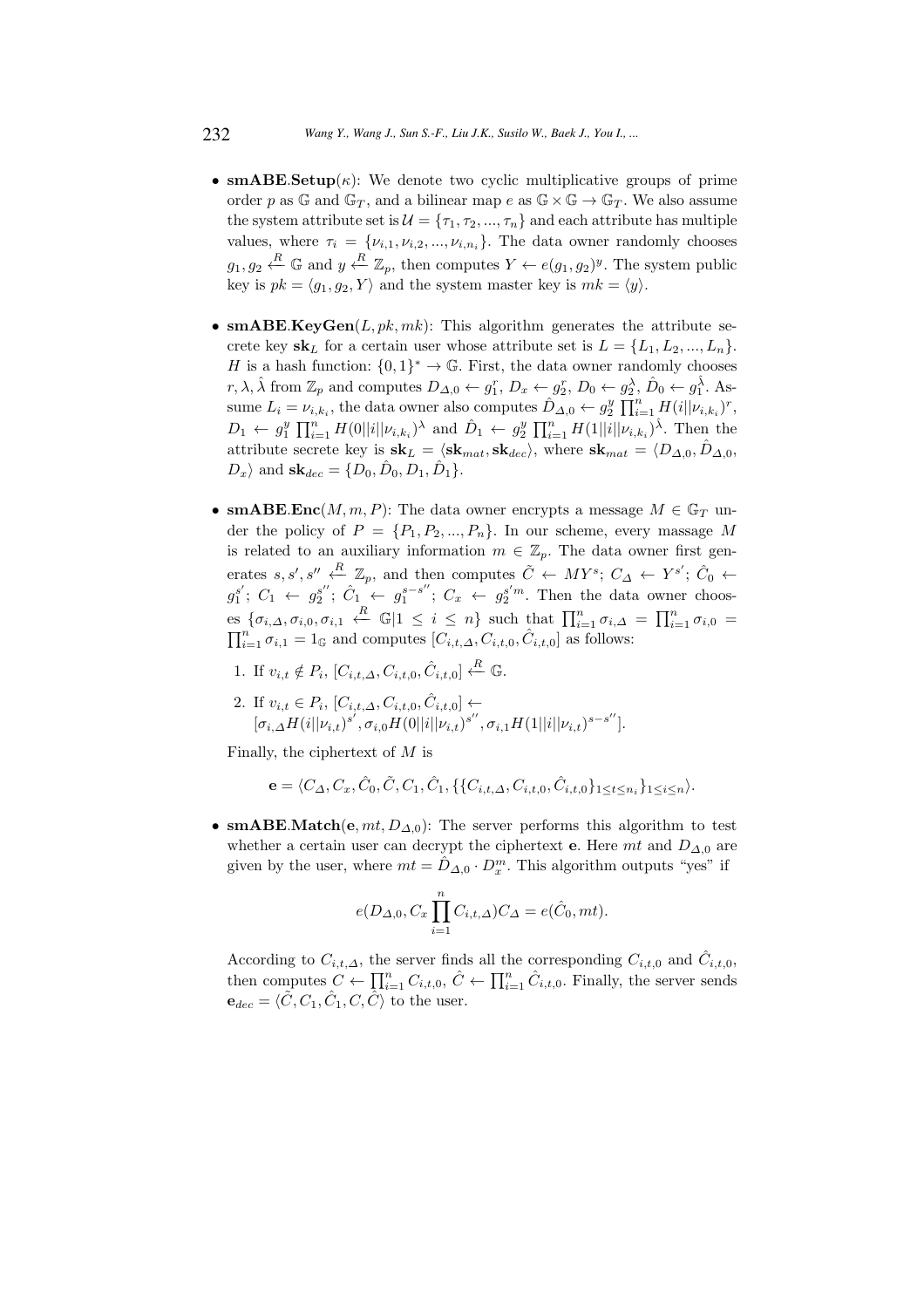- **smABE.Setup**($\kappa$): We denote two cyclic multiplicative groups of prime order $p$ as $\mathbb{G}$ and $\mathbb{G}_T$, and a bilinear map $e$ as $\mathbb{G} \times \mathbb{G} \rightarrow \mathbb{G}_T$. We also assume the system attribute set is $\mathcal{U} = \{\tau_1, \tau_2, ..., \tau_n\}$ and each attribute has multiple values, where $\tau_i = \{\nu_{i,1}, \nu_{i,2}, ..., \nu_{i,n_i}\}$. The data owner randomly chooses $g_1, g_2 \xleftarrow{R} \mathbb{G}$ and $y \xleftarrow{R} \mathbb{Z}_p$, then computes $Y \leftarrow e(g_1, g_2)^y$. The system public key is $pk = \langle g_1, g_2, Y \rangle$ and the system master key is $mk = \langle y \rangle$.

- **smABE.KeyGen**($L, pk, mk$): This algorithm generates the attribute secrete key $\mathbf{sk}_L$ for a certain user whose attribute set is $L = \{L_1, L_2, ..., L_n\}$. $H$ is a hash function: $\{0,1\}^* \rightarrow \mathbb{G}$. First, the data owner randomly chooses $r, \lambda, \hat{\lambda}$ from $\mathbb{Z}_p$ and computes $D_{\Delta,0} \leftarrow g_1^r$, $D_x \leftarrow g_2^r$, $D_0 \leftarrow g_2^{\lambda}$, $\hat{D}_0 \leftarrow g_1^{\hat{\lambda}}$. Assume $L_i = \nu_{i,k_i}$, the data owner also computes $\hat{D}_{\Delta,0} \leftarrow g_2^y \prod_{i=1}^{n} H(i||\nu_{i,k_i})^r$, $D_1 \leftarrow g_1^y \prod_{i=1}^{n} H(0||i||\nu_{i,k_i})^{\lambda}$ and $\hat{D}_1 \leftarrow g_2^y \prod_{i=1}^{n} H(1||i||\nu_{i,k_i})^{\hat{\lambda}}$. Then the attribute secrete key is $\mathbf{sk}_L = \langle \mathbf{sk}_{mat}, \mathbf{sk}_{dec} \rangle$, where $\mathbf{sk}_{mat} = \langle D_{\Delta,0}, \hat{D}_{\Delta,0}, D_x \rangle$ and $\mathbf{sk}_{dec} = \{D_0, \hat{D}_0, D_1, \hat{D}_1\}$.

- **smABE.Enc**($M, m, P$): The data owner encrypts a message $M \in \mathbb{G}_T$ under the policy of $P = \{P_1, P_2, ..., P_n\}$. In our scheme, every massage $M$ is related to an auxiliary information $m \in \mathbb{Z}_p$. The data owner first generates $s, s', s'' \xleftarrow{R} \mathbb{Z}_p$, and then computes $\tilde{C} \leftarrow MY^s$; $C_\Delta \leftarrow Y^{s'}$; $\hat{C}_0 \leftarrow g_1^{s'}$; $C_1 \leftarrow g_2^{s''}$; $\hat{C}_1 \leftarrow g_1^{s-s''}$; $C_x \leftarrow g_2^{s'm}$. Then the data owner chooses $\{\sigma_{i,\Delta}, \sigma_{i,0}, \sigma_{i,1} \xleftarrow{R} \mathbb{G} | 1 \le i \le n\}$ such that $\prod_{i=1}^{n} \sigma_{i,\Delta} = \prod_{i=1}^{n} \sigma_{i,0} = \prod_{i=1}^{n} \sigma_{i,1} = 1_{\mathbb{G}}$ and computes $[C_{i,t,\Delta}, C_{i,t,0}, \hat{C}_{i,t,0}]$ as follows:

  1. If $v_{i,t} \notin P_i$, $[C_{i,t,\Delta}, C_{i,t,0}, \hat{C}_{i,t,0}] \xleftarrow{R} \mathbb{G}$.
  2. If $v_{i,t} \in P_i$, $[C_{i,t,\Delta}, C_{i,t,0}, \hat{C}_{i,t,0}] \leftarrow$ $[\sigma_{i,\Delta} H(i||\nu_{i,t})^{s'}, \sigma_{i,0} H(0||i||\nu_{i,t})^{s''}, \sigma_{i,1} H(1||i||\nu_{i,t})^{s-s''}]$.

  Finally, the ciphertext of $M$ is

  $$\mathbf{e} = \langle C_\Delta, C_x, \hat{C}_0, \tilde{C}, C_1, \hat{C}_1, \{\{C_{i,t,\Delta}, C_{i,t,0}, \hat{C}_{i,t,0}\}_{1 \le t \le n_i}\}_{1 \le i \le n} \rangle.$$

- **smABE.Match**($\mathbf{e}, mt, D_{\Delta,0}$): The server performs this algorithm to test whether a certain user can decrypt the ciphertext $\mathbf{e}$. Here $mt$ and $D_{\Delta,0}$ are given by the user, where $mt = \hat{D}_{\Delta,0} \cdot D_x^m$. This algorithm outputs "yes" if

  $$e(D_{\Delta,0}, C_x \prod_{i=1}^{n} C_{i,t,\Delta}) C_\Delta = e(\hat{C}_0, mt).$$

  According to $C_{i,t,\Delta}$, the server finds all the corresponding $C_{i,t,0}$ and $\hat{C}_{i,t,0}$, then computes $C \leftarrow \prod_{i=1}^{n} C_{i,t,0}$, $\hat{C} \leftarrow \prod_{i=1}^{n} \hat{C}_{i,t,0}$. Finally, the server sends $\mathbf{e}_{dec} = \langle \tilde{C}, C_1, \hat{C}_1, C, \hat{C} \rangle$ to the user.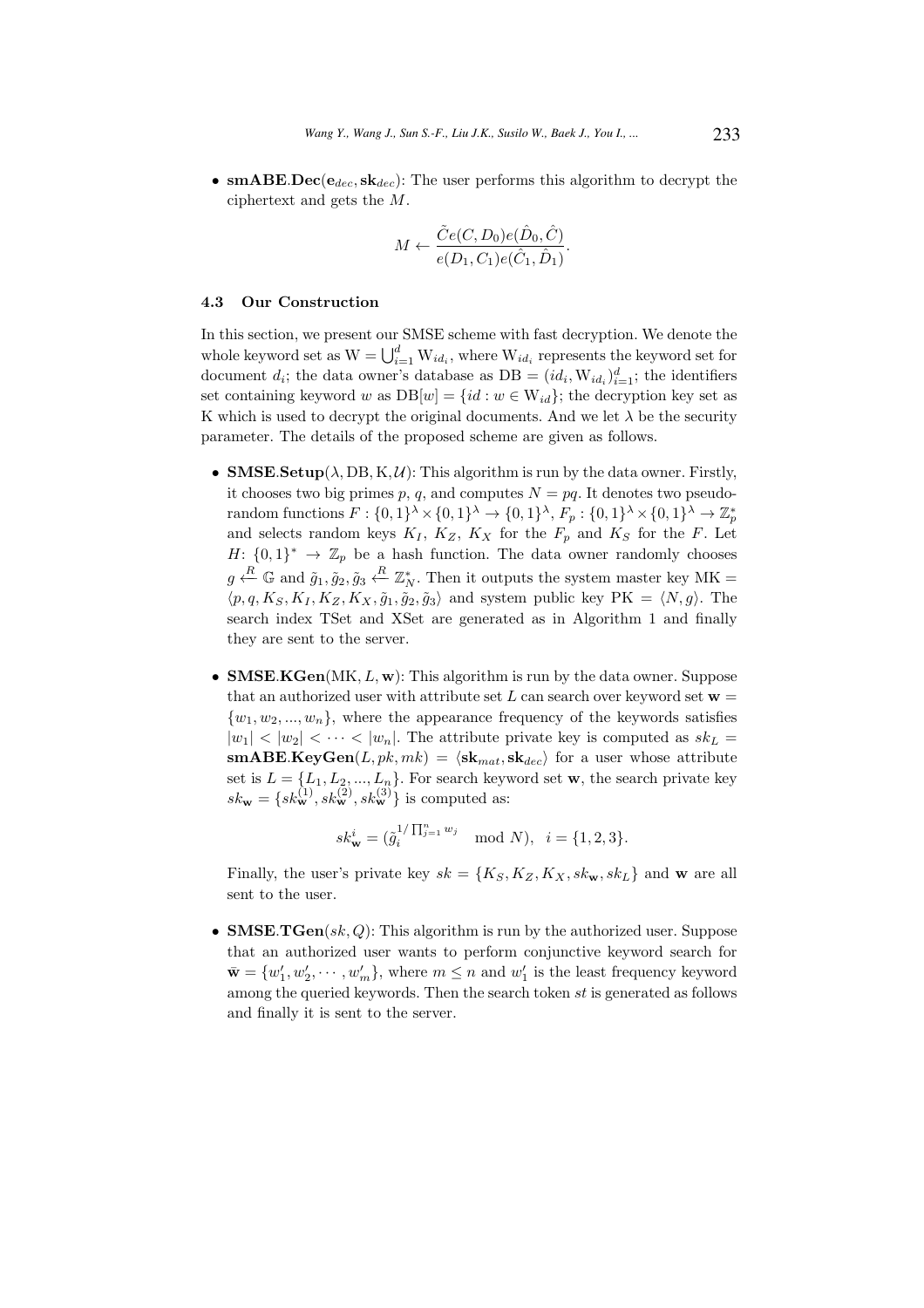- **smABE.Dec**($\mathbf{e}_{dec}, \mathbf{sk}_{dec}$): The user performs this algorithm to decrypt the ciphertext and gets the $M$.

$$M \leftarrow \frac{\tilde{C}e(C, D_0)e(\hat{D}_0, \hat{C})}{e(D_1, C_1)e(\hat{C}_1, \hat{D}_1)}.$$

### 4.3 Our Construction

In this section, we present our SMSE scheme with fast decryption. We denote the whole keyword set as $\mathrm{W} = \bigcup_{i=1}^{d} \mathrm{W}_{id_i}$, where $\mathrm{W}_{id_i}$ represents the keyword set for document $d_i$; the data owner's database as $\mathrm{DB} = (id_i, \mathrm{W}_{id_i})_{i=1}^{d}$; the identifiers set containing keyword $w$ as $\mathrm{DB}[w] = \{id : w \in \mathrm{W}_{id}\}$; the decryption key set as K which is used to decrypt the original documents. And we let $\lambda$ be the security parameter. The details of the proposed scheme are given as follows.

- **SMSE.Setup**($\lambda, \mathrm{DB}, \mathrm{K}, \mathcal{U}$): This algorithm is run by the data owner. Firstly, it chooses two big primes $p$, $q$, and computes $N = pq$. It denotes two pseudo-random functions $F : \{0,1\}^{\lambda} \times \{0,1\}^{\lambda} \rightarrow \{0,1\}^{\lambda}$, $F_p : \{0,1\}^{\lambda} \times \{0,1\}^{\lambda} \rightarrow \mathbb{Z}_p^*$ and selects random keys $K_I$, $K_Z$, $K_X$ for the $F_p$ and $K_S$ for the $F$. Let $H$: $\{0,1\}^* \rightarrow \mathbb{Z}_p$ be a hash function. The data owner randomly chooses $g \xleftarrow{R} \mathbb{G}$ and $\tilde{g}_1, \tilde{g}_2, \tilde{g}_3 \xleftarrow{R} \mathbb{Z}_N^*$. Then it outputs the system master key $\mathrm{MK} = \langle p, q, K_S, K_I, K_Z, K_X, \tilde{g}_1, \tilde{g}_2, \tilde{g}_3 \rangle$ and system public key $\mathrm{PK} = \langle N, g \rangle$. The search index TSet and XSet are generated as in Algorithm 1 and finally they are sent to the server.

- **SMSE.KGen**($\mathrm{MK}, L, \mathbf{w}$): This algorithm is run by the data owner. Suppose that an authorized user with attribute set $L$ can search over keyword set $\mathbf{w} = \{w_1, w_2, ..., w_n\}$, where the appearance frequency of the keywords satisfies $|w_1| < |w_2| < \cdots < |w_n|$. The attribute private key is computed as $sk_L = \mathbf{smABE.KeyGen}(L, pk, mk) = \langle \mathbf{sk}_{mat}, \mathbf{sk}_{dec} \rangle$ for a user whose attribute set is $L = \{L_1, L_2, ..., L_n\}$. For search keyword set $\mathbf{w}$, the search private key $sk_{\mathbf{w}} = \{sk_{\mathbf{w}}^{(1)}, sk_{\mathbf{w}}^{(2)}, sk_{\mathbf{w}}^{(3)}\}$ is computed as:

$$sk_{\mathbf{w}}^{i} = (\tilde{g}_i^{1/\prod_{j=1}^{n} w_j} \mod N), \quad i = \{1, 2, 3\}.$$

  Finally, the user's private key $sk = \{K_S, K_Z, K_X, sk_{\mathbf{w}}, sk_L\}$ and $\mathbf{w}$ are all sent to the user.

- **SMSE.TGen**($sk, Q$): This algorithm is run by the authorized user. Suppose that an authorized user wants to perform conjunctive keyword search for $\bar{\mathbf{w}} = \{w'_1, w'_2, \cdots, w'_m\}$, where $m \leq n$ and $w'_1$ is the least frequency keyword among the queried keywords. Then the search token $st$ is generated as follows and finally it is sent to the server.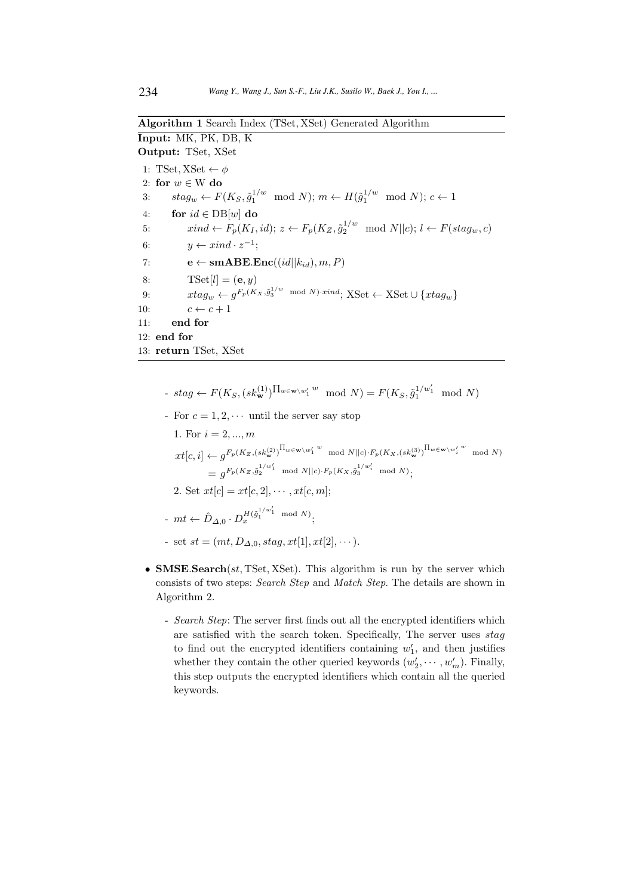**Algorithm 1** Search Index (TSet, XSet) Generated Algorithm

**Input:** MK, PK, DB, K
**Output:** TSet, XSet

1: TSet, XSet $\leftarrow \phi$
2: **for** $w \in$ W **do**
3: $\quad stag_w \leftarrow F(K_S, \tilde{g}_1^{1/w} \mod N)$; $m \leftarrow H(\tilde{g}_1^{1/w} \mod N)$; $c \leftarrow 1$
4: $\quad$ **for** $id \in$ DB$[w]$ **do**
5: $\quad\quad xind \leftarrow F_p(K_I, id)$; $z \leftarrow F_p(K_Z, \tilde{g}_2^{1/w} \mod N||c)$; $l \leftarrow F(stag_w, c)$
6: $\quad\quad y \leftarrow xind \cdot z^{-1}$;
7: $\quad\quad \mathbf{e} \leftarrow \mathbf{smABE.Enc}((id||k_{id}), m, P)$
8: $\quad\quad$ TSet$[l] = (\mathbf{e}, y)$
9: $\quad\quad xtag_w \leftarrow g^{F_p(K_X, \tilde{g}_3^{1/w} \mod N) \cdot xind}$; XSet $\leftarrow$ XSet $\cup \{xtag_w\}$
10: $\quad\quad c \leftarrow c + 1$
11: $\quad$ **end for**
12: **end for**
13: **return** TSet, XSet

- $stag \leftarrow F(K_S, (sk_{\mathbf{w}}^{(1)})^{\prod_{w \in \mathbf{w} \setminus w_1'} w} \mod N) = F(K_S, \tilde{g}_1^{1/w_1'} \mod N)$
- For $c = 1, 2, \cdots$ until the server say stop
  1. For $i = 2, ..., m$
  $$xt[c,i] \leftarrow g^{F_p(K_Z, (sk_{\mathbf{w}}^{(2)})^{\prod_{w \in \mathbf{w} \setminus w_1'} w} \mod N||c) \cdot F_p(K_X, (sk_{\mathbf{w}}^{(3)})^{\prod_{w \in \mathbf{w} \setminus w_i'} w} \mod N)}$$
  $$= g^{F_p(K_Z, \tilde{g}_2^{1/w_1'} \mod N||c) \cdot F_p(K_X, \tilde{g}_3^{1/w_i'} \mod N)};$$
  2. Set $xt[c] = xt[c,2], \cdots, xt[c,m]$;
- $mt \leftarrow \hat{D}_{\Delta,0} \cdot D_x^{H(\tilde{g}_1^{1/w_1'} \mod N)}$;
- set $st = (mt, D_{\Delta,0}, stag, xt[1], xt[2], \cdots)$.

- **SMSE.Search**$(st, \text{TSet}, \text{XSet})$. This algorithm is run by the server which consists of two steps: *Search Step* and *Match Step*. The details are shown in Algorithm 2.
  - *Search Step*: The server first finds out all the encrypted identifiers which are satisfied with the search token. Specifically, The server uses $stag$ to find out the encrypted identifiers containing $w_1'$, and then justifies whether they contain the other queried keywords $(w_2', \cdots, w_m')$. Finally, this step outputs the encrypted identifiers which contain all the queried keywords.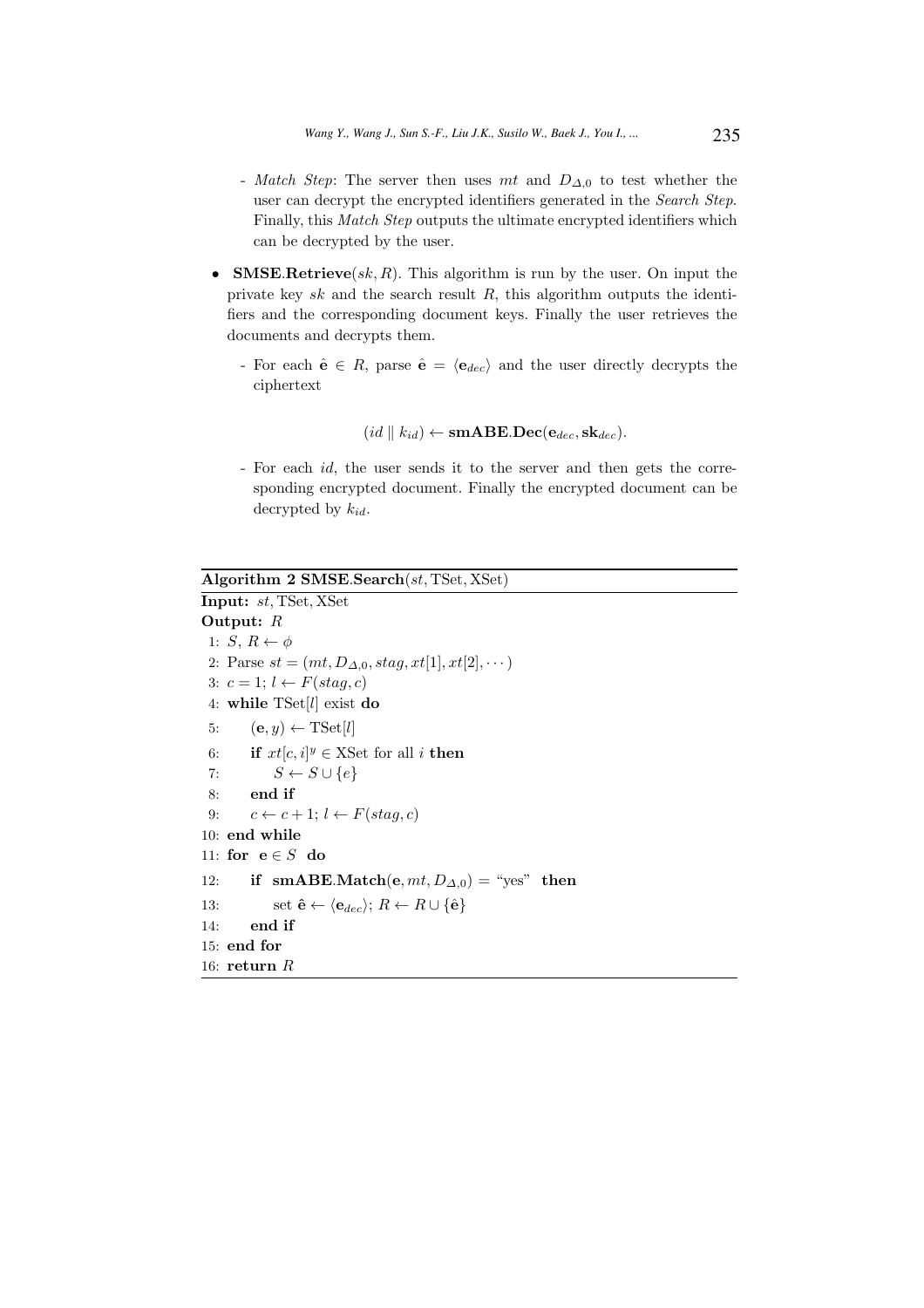- *Match Step*: The server then uses $mt$ and $D_{\Delta,0}$ to test whether the user can decrypt the encrypted identifiers generated in the *Search Step*. Finally, this *Match Step* outputs the ultimate encrypted identifiers which can be decrypted by the user.

- **SMSE.Retrieve**$(sk, R)$. This algorithm is run by the user. On input the private key $sk$ and the search result $R$, this algorithm outputs the identifiers and the corresponding document keys. Finally the user retrieves the documents and decrypts them.

  - For each $\hat{\mathbf{e}} \in R$, parse $\hat{\mathbf{e}} = \langle \mathbf{e}_{dec} \rangle$ and the user directly decrypts the ciphertext

  $$(id \parallel k_{id}) \leftarrow \mathbf{smABE.Dec}(\mathbf{e}_{dec}, \mathbf{sk}_{dec}).$$

  - For each $id$, the user sends it to the server and then gets the corresponding encrypted document. Finally the encrypted document can be decrypted by $k_{id}$.

**Algorithm 2 SMSE.Search**$(st, \mathrm{TSet}, \mathrm{XSet})$

**Input:** $st, \mathrm{TSet}, \mathrm{XSet}$

**Output:** $R$

1: $S, R \leftarrow \phi$
2: Parse $st = (mt, D_{\Delta,0}, stag, xt[1], xt[2], \cdots)$
3: $c = 1$; $l \leftarrow F(stag, c)$
4: **while** $\mathrm{TSet}[l]$ exist **do**
5: $\quad (\mathbf{e}, y) \leftarrow \mathrm{TSet}[l]$
6: $\quad$ **if** $xt[c, i]^y \in \mathrm{XSet}$ for all $i$ **then**
7: $\quad\quad S \leftarrow S \cup \{e\}$
8: $\quad$ **end if**
9: $\quad c \leftarrow c + 1$; $l \leftarrow F(stag, c)$
10: **end while**
11: **for** $\mathbf{e} \in S$ **do**
12: $\quad$ **if** $\mathbf{smABE.Match}(\mathbf{e}, mt, D_{\Delta,0}) =$ "yes" **then**
13: $\quad\quad$ set $\hat{\mathbf{e}} \leftarrow \langle \mathbf{e}_{dec} \rangle$; $R \leftarrow R \cup \{\hat{\mathbf{e}}\}$
14: $\quad$ **end if**
15: **end for**
16: **return** $R$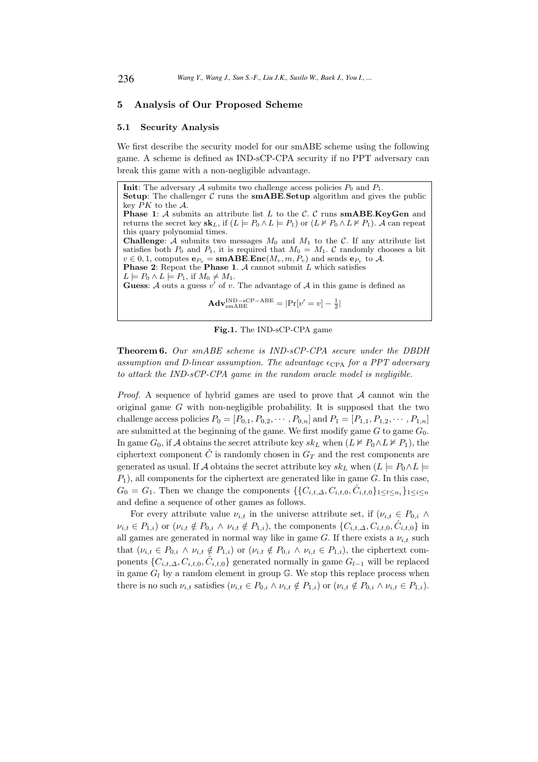## 5 Analysis of Our Proposed Scheme

### 5.1 Security Analysis

We first describe the security model for our smABE scheme using the following game. A scheme is defined as IND-sCP-CPA security if no PPT adversary can break this game with a non-negligible advantage.

**Init**: The adversary $\mathcal{A}$ submits two challenge access policies $P_0$ and $P_1$.
**Setup**: The challenger $\mathcal{C}$ runs the **smABE.Setup** algorithm and gives the public key $PK$ to the $\mathcal{A}$.
**Phase 1**: $\mathcal{A}$ submits an attribute list $L$ to the $\mathcal{C}$. $\mathcal{C}$ runs **smABE.KeyGen** and returns the secret key $\mathbf{sk}_L$, if $(L \models P_0 \wedge L \models P_1)$ or $(L \nvDash P_0 \wedge L \nvDash P_1)$. $\mathcal{A}$ can repeat this quary polynomial times.
**Challenge**: $\mathcal{A}$ submits two messages $M_0$ and $M_1$ to the $\mathcal{C}$. If any attribute list satisfies both $P_0$ and $P_1$, it is required that $M_0 = M_1$. $\mathcal{C}$ randomly chooses a bit $v \in 0, 1$, computes $\mathbf{e}_{P_v} = \mathbf{smABE.Enc}(M_v, m, P_v)$ and sends $\mathbf{e}_{P_v}$ to $\mathcal{A}$.
**Phase 2**: Repeat the **Phase 1**. $\mathcal{A}$ cannot submit $L$ which satisfies $L \models P_0 \wedge L \models P_1$, if $M_0 \neq M_1$.
**Guess**: $\mathcal{A}$ outs a guess $v'$ of $v$. The advantage of $\mathcal{A}$ in this game is defined as

$$\mathbf{Adv}_{\text{smABE}}^{\text{IND-sCP-ABE}} = |\Pr[v' = v] - \tfrac{1}{2}|$$

**Fig.1.** The IND-sCP-CPA game

**Theorem 6.** *Our smABE scheme is IND-sCP-CPA secure under the DBDH assumption and D-linear assumption. The advantage $\epsilon_{\text{CPA}}$ for a PPT adversary to attack the IND-sCP-CPA game in the random oracle model is negligible.*

*Proof.* A sequence of hybrid games are used to prove that $\mathcal{A}$ cannot win the original game $G$ with non-negligible probability. It is supposed that the two challenge access policies $P_0 = [P_{0,1}, P_{0,2}, \cdots, P_{0,n}]$ and $P_1 = [P_{1,1}, P_{1,2}, \cdots, P_{1,n}]$ are submitted at the beginning of the game. We first modify game $G$ to game $G_0$. In game $G_0$, if $\mathcal{A}$ obtains the secret attribute key $sk_L$ when $(L \nvDash P_0 \wedge L \nvDash P_1)$, the ciphertext component $\tilde{C}$ is randomly chosen in $G_T$ and the rest components are generated as usual. If $\mathcal{A}$ obtains the secret attribute key $sk_L$ when $(L \models P_0 \wedge L \models P_1)$, all components for the ciphertext are generated like in game $G$. In this case, $G_0 = G_1$. Then we change the components $\{\{C_{i,t,\Delta}, C_{i,t,0}, \hat{C}_{i,t,0}\}_{1 \le t \le n_i}\}_{1 \le i \le n}$ and define a sequence of other games as follows.

For every attribute value $\nu_{i,t}$ in the universe attribute set, if $(\nu_{i,t} \in P_{0,i} \wedge \nu_{i,t} \in P_{1,i})$ or $(\nu_{i,t} \notin P_{0,i} \wedge \nu_{i,t} \notin P_{1,i})$, the components $\{C_{i,t,\Delta}, C_{i,t,0}, \hat{C}_{i,t,0}\}$ in all games are generated in normal way like in game $G$. If there exists a $\nu_{i,t}$ such that $(\nu_{i,t} \in P_{0,i} \wedge \nu_{i,t} \notin P_{1,i})$ or $(\nu_{i,t} \notin P_{0,i} \wedge \nu_{i,t} \in P_{1,i})$, the ciphertext components $\{C_{i,t,\Delta}, C_{i,t,0}, \hat{C}_{i,t,0}\}$ generated normally in game $G_{l-1}$ will be replaced in game $G_l$ by a random element in group $\mathbb{G}$. We stop this replace process when there is no such $\nu_{i,t}$ satisfies $(\nu_{i,t} \in P_{0,i} \wedge \nu_{i,t} \notin P_{1,i})$ or $(\nu_{i,t} \notin P_{0,i} \wedge \nu_{i,t} \in P_{1,i})$.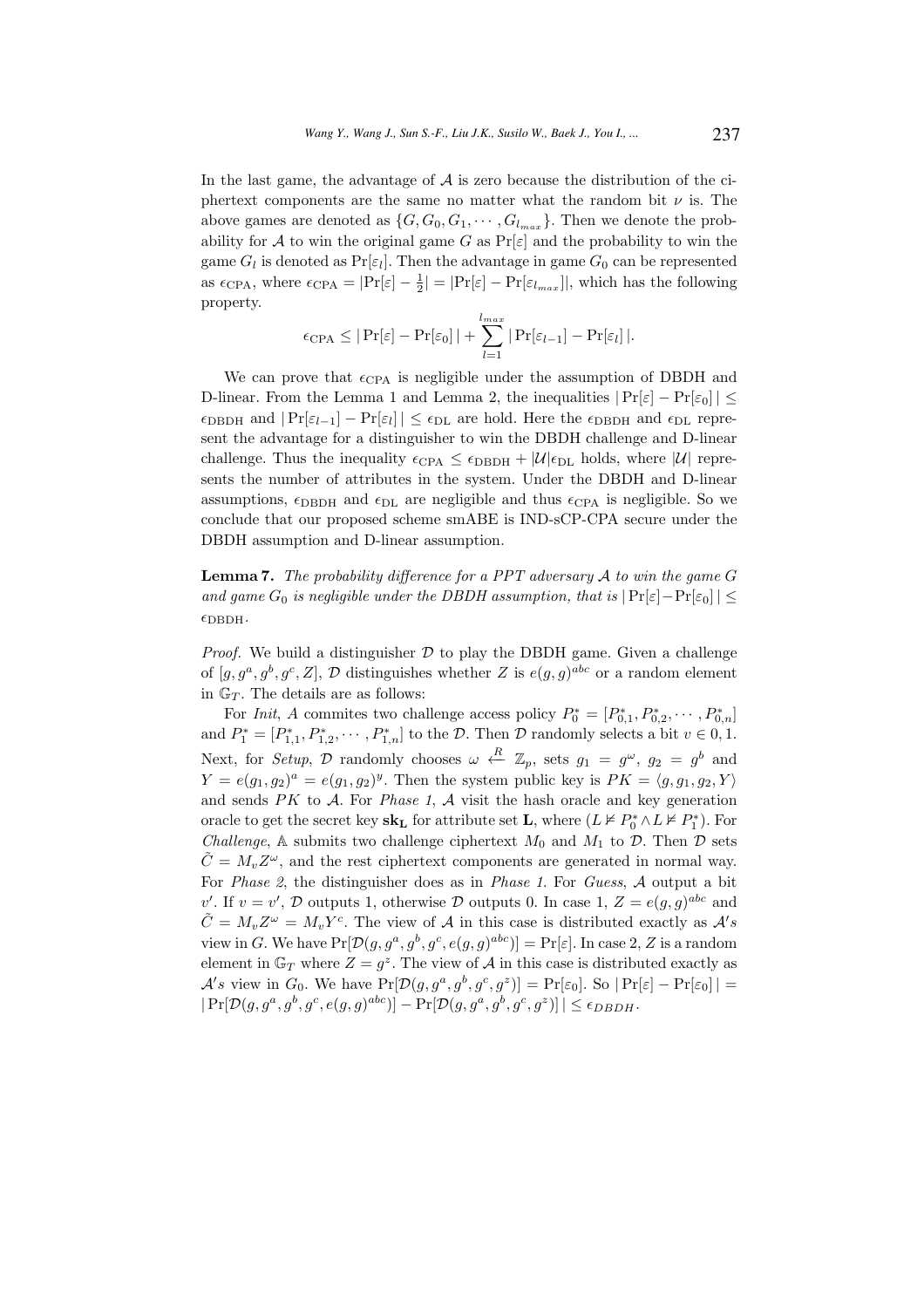In the last game, the advantage of $\mathcal{A}$ is zero because the distribution of the ciphertext components are the same no matter what the random bit $\nu$ is. The above games are denoted as $\{G, G_0, G_1, \cdots, G_{l_{max}}\}$. Then we denote the probability for $\mathcal{A}$ to win the original game $G$ as $\Pr[\varepsilon]$ and the probability to win the game $G_l$ is denoted as $\Pr[\varepsilon_l]$. Then the advantage in game $G_0$ can be represented as $\epsilon_{\text{CPA}}$, where $\epsilon_{\text{CPA}} = |\Pr[\varepsilon] - \frac{1}{2}| = |\Pr[\varepsilon] - \Pr[\varepsilon_{l_{max}}]|$, which has the following property.

$$\epsilon_{\text{CPA}} \leq |\Pr[\varepsilon] - \Pr[\varepsilon_0]| + \sum_{l=1}^{l_{max}} |\Pr[\varepsilon_{l-1}] - \Pr[\varepsilon_l]|.$$

We can prove that $\epsilon_{\text{CPA}}$ is negligible under the assumption of DBDH and D-linear. From the Lemma 1 and Lemma 2, the inequalities $|\Pr[\varepsilon] - \Pr[\varepsilon_0]| \leq \epsilon_{\text{DBDH}}$ and $|\Pr[\varepsilon_{l-1}] - \Pr[\varepsilon_l]| \leq \epsilon_{\text{DL}}$ are hold. Here the $\epsilon_{\text{DBDH}}$ and $\epsilon_{\text{DL}}$ represent the advantage for a distinguisher to win the DBDH challenge and D-linear challenge. Thus the inequality $\epsilon_{\text{CPA}} \leq \epsilon_{\text{DBDH}} + |\mathcal{U}|\epsilon_{\text{DL}}$ holds, where $|\mathcal{U}|$ represents the number of attributes in the system. Under the DBDH and D-linear assumptions, $\epsilon_{\text{DBDH}}$ and $\epsilon_{\text{DL}}$ are negligible and thus $\epsilon_{\text{CPA}}$ is negligible. So we conclude that our proposed scheme smABE is IND-sCP-CPA secure under the DBDH assumption and D-linear assumption.

**Lemma 7.** *The probability difference for a PPT adversary $\mathcal{A}$ to win the game $G$ and game $G_0$ is negligible under the DBDH assumption, that is* $|\Pr[\varepsilon] - \Pr[\varepsilon_0]| \leq \epsilon_{\text{DBDH}}$.

*Proof.* We build a distinguisher $\mathcal{D}$ to play the DBDH game. Given a challenge of $[g, g^a, g^b, g^c, Z]$, $\mathcal{D}$ distinguishes whether $Z$ is $e(g,g)^{abc}$ or a random element in $\mathbb{G}_T$. The details are as follows:

For *Init*, $A$ commites two challenge access policy $P_0^* = [P_{0,1}^*, P_{0,2}^*, \cdots, P_{0,n}^*]$ and $P_1^* = [P_{1,1}^*, P_{1,2}^*, \cdots, P_{1,n}^*]$ to the $\mathcal{D}$. Then $\mathcal{D}$ randomly selects a bit $v \in 0, 1$. Next, for *Setup*, $\mathcal{D}$ randomly chooses $\omega \xleftarrow{R} \mathbb{Z}_p$, sets $g_1 = g^\omega$, $g_2 = g^b$ and $Y = e(g_1, g_2)^a = e(g_1, g_2)^y$. Then the system public key is $PK = \langle g, g_1, g_2, Y \rangle$ and sends $PK$ to $\mathcal{A}$. For *Phase 1*, $\mathcal{A}$ visit the hash oracle and key generation oracle to get the secret key $\mathbf{sk_L}$ for attribute set $\mathbf{L}$, where $(L \nvDash P_0^* \wedge L \nvDash P_1^*)$. For *Challenge*, $\mathbb{A}$ submits two challenge ciphertext $M_0$ and $M_1$ to $\mathcal{D}$. Then $\mathcal{D}$ sets $\tilde{C} = M_v Z^\omega$, and the rest ciphertext components are generated in normal way. For *Phase 2*, the distinguisher does as in *Phase 1*. For *Guess*, $\mathcal{A}$ output a bit $v'$. If $v = v'$, $\mathcal{D}$ outputs 1, otherwise $\mathcal{D}$ outputs 0. In case 1, $Z = e(g,g)^{abc}$ and $\tilde{C} = M_v Z^\omega = M_v Y^c$. The view of $\mathcal{A}$ in this case is distributed exactly as $\mathcal{A}'s$ view in $G$. We have $\Pr[\mathcal{D}(g, g^a, g^b, g^c, e(g,g)^{abc})] = \Pr[\varepsilon]$. In case 2, $Z$ is a random element in $\mathbb{G}_T$ where $Z = g^z$. The view of $\mathcal{A}$ in this case is distributed exactly as $\mathcal{A}'s$ view in $G_0$. We have $\Pr[\mathcal{D}(g, g^a, g^b, g^c, g^z)] = \Pr[\varepsilon_0]$. So $|\Pr[\varepsilon] - \Pr[\varepsilon_0]| = |\Pr[\mathcal{D}(g, g^a, g^b, g^c, e(g,g)^{abc})] - \Pr[\mathcal{D}(g, g^a, g^b, g^c, g^z)]| \leq \epsilon_{DBDH}$.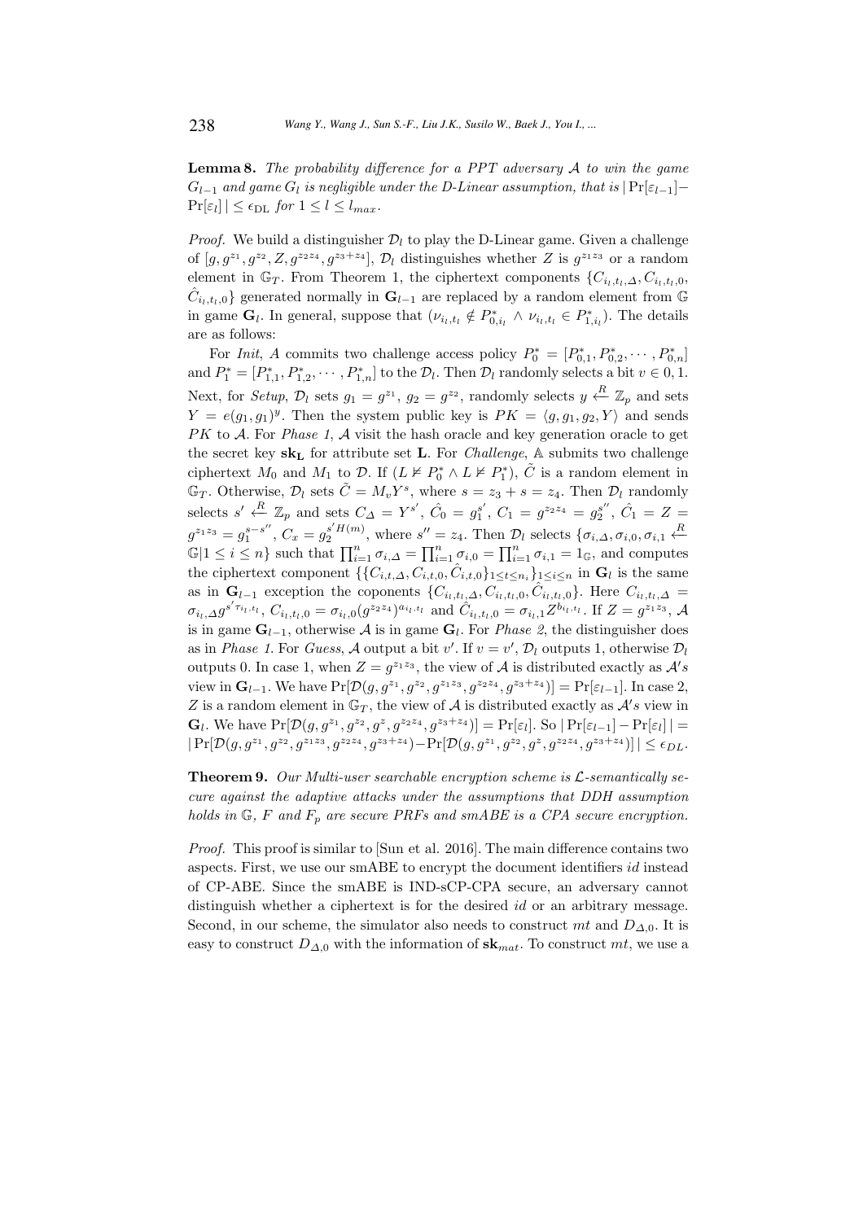**Lemma 8.** *The probability difference for a PPT adversary $\mathcal{A}$ to win the game $G_{l-1}$ and game $G_l$ is negligible under the D-Linear assumption, that is* $|\Pr[\varepsilon_{l-1}] - \Pr[\varepsilon_l]| \leq \epsilon_{\mathrm{DL}}$ *for* $1 \leq l \leq l_{max}$.

*Proof.* We build a distinguisher $\mathcal{D}_l$ to play the D-Linear game. Given a challenge of $[g, g^{z_1}, g^{z_2}, Z, g^{z_2 z_4}, g^{z_3+z_4}]$, $\mathcal{D}_l$ distinguishes whether $Z$ is $g^{z_1 z_3}$ or a random element in $\mathbb{G}_T$. From Theorem 1, the ciphertext components $\{C_{i_l,t_l,\Delta}, C_{i_l,t_l,0}, \hat{C}_{i_l,t_l,0}\}$ generated normally in $\mathbf{G}_{l-1}$ are replaced by a random element from $\mathbb{G}$ in game $\mathbf{G}_l$. In general, suppose that $(\nu_{i_l,t_l} \notin P^*_{0,i_l} \wedge \nu_{i_l,t_l} \in P^*_{1,i_l})$. The details are as follows:

For *Init*, $A$ commits two challenge access policy $P^*_0 = [P^*_{0,1}, P^*_{0,2}, \cdots, P^*_{0,n}]$ and $P^*_1 = [P^*_{1,1}, P^*_{1,2}, \cdots, P^*_{1,n}]$ to the $\mathcal{D}_l$. Then $\mathcal{D}_l$ randomly selects a bit $v \in 0, 1$. Next, for *Setup*, $\mathcal{D}_l$ sets $g_1 = g^{z_1}$, $g_2 = g^{z_2}$, randomly selects $y \xleftarrow{R} \mathbb{Z}_p$ and sets $Y = e(g_1, g_1)^y$. Then the system public key is $PK = \langle g, g_1, g_2, Y \rangle$ and sends $PK$ to $\mathcal{A}$. For *Phase 1*, $\mathcal{A}$ visit the hash oracle and key generation oracle to get the secret key $\mathbf{sk_L}$ for attribute set $\mathbf{L}$. For *Challenge*, $\mathbb{A}$ submits two challenge ciphertext $M_0$ and $M_1$ to $\mathcal{D}$. If $(L \nvDash P^*_0 \wedge L \nvDash P^*_1)$, $\tilde{C}$ is a random element in $\mathbb{G}_T$. Otherwise, $\mathcal{D}_l$ sets $\tilde{C} = M_v Y^s$, where $s = z_3 + s = z_4$. Then $\mathcal{D}_l$ randomly selects $s' \xleftarrow{R} \mathbb{Z}_p$ and sets $C_\Delta = Y^{s'}$, $\hat{C}_0 = g_1^{s'}$, $C_1 = g^{z_2 z_4} = g_2^{s''}$, $\hat{C}_1 = Z = g^{z_1 z_3} = g_1^{s-s''}$, $C_x = g_2^{s' H(m)}$, where $s'' = z_4$. Then $\mathcal{D}_l$ selects $\{\sigma_{i,\Delta}, \sigma_{i,0}, \sigma_{i,1} \xleftarrow{R} \mathbb{G} | 1 \leq i \leq n\}$ such that $\prod_{i=1}^n \sigma_{i,\Delta} = \prod_{i=1}^n \sigma_{i,0} = \prod_{i=1}^n \sigma_{i,1} = 1_{\mathbb{G}}$, and computes the ciphertext component $\{\{C_{i,t,\Delta}, C_{i,t,0}, \hat{C}_{i,t,0}\}_{1 \leq t \leq n_i}\}_{1 \leq i \leq n}$ in $\mathbf{G}_l$ is the same as in $\mathbf{G}_{l-1}$ exception the coponents $\{C_{i_l,t_l,\Delta}, C_{i_l,t_l,0}, \hat{C}_{i_l,t_l,0}\}$. Here $C_{i_l,t_l,\Delta} = \sigma_{i_l,\Delta} g^{s' \tau_{i_l,t_l}}$, $C_{i_l,t_l,0} = \sigma_{i_l,0}(g^{z_2 z_4})^{a_{i_l,t_l}}$ and $\hat{C}_{i_l,t_l,0} = \sigma_{i_l,1} Z^{b_{i_l,t_l}}$. If $Z = g^{z_1 z_3}$, $\mathcal{A}$ is in game $\mathbf{G}_{l-1}$, otherwise $\mathcal{A}$ is in game $\mathbf{G}_l$. For *Phase 2*, the distinguisher does as in *Phase 1*. For *Guess*, $\mathcal{A}$ output a bit $v'$. If $v = v'$, $\mathcal{D}_l$ outputs 1, otherwise $\mathcal{D}_l$ outputs 0. In case 1, when $Z = g^{z_1 z_3}$, the view of $\mathcal{A}$ is distributed exactly as $\mathcal{A}'s$ view in $\mathbf{G}_{l-1}$. We have $\Pr[\mathcal{D}(g, g^{z_1}, g^{z_2}, g^{z_1 z_3}, g^{z_2 z_4}, g^{z_3+z_4})] = \Pr[\varepsilon_{l-1}]$. In case 2, $Z$ is a random element in $\mathbb{G}_T$, the view of $\mathcal{A}$ is distributed exactly as $\mathcal{A}'s$ view in $\mathbf{G}_l$. We have $\Pr[\mathcal{D}(g, g^{z_1}, g^{z_2}, g^z, g^{z_2 z_4}, g^{z_3+z_4})] = \Pr[\varepsilon_l]$. So $|\Pr[\varepsilon_{l-1}] - \Pr[\varepsilon_l]| = |\Pr[\mathcal{D}(g, g^{z_1}, g^{z_2}, g^{z_1 z_3}, g^{z_2 z_4}, g^{z_3+z_4}) - \Pr[\mathcal{D}(g, g^{z_1}, g^{z_2}, g^z, g^{z_2 z_4}, g^{z_3+z_4})]| \leq \epsilon_{DL}$.

**Theorem 9.** *Our Multi-user searchable encryption scheme is $\mathcal{L}$-semantically secure against the adaptive attacks under the assumptions that DDH assumption holds in $\mathbb{G}$, $F$ and $F_p$ are secure PRFs and smABE is a CPA secure encryption.*

*Proof.* This proof is similar to [Sun et al. 2016]. The main difference contains two aspects. First, we use our smABE to encrypt the document identifiers $id$ instead of CP-ABE. Since the smABE is IND-sCP-CPA secure, an adversary cannot distinguish whether a ciphertext is for the desired $id$ or an arbitrary message. Second, in our scheme, the simulator also needs to construct $mt$ and $D_{\Delta,0}$. It is easy to construct $D_{\Delta,0}$ with the information of $\mathbf{sk}_{mat}$. To construct $mt$, we use a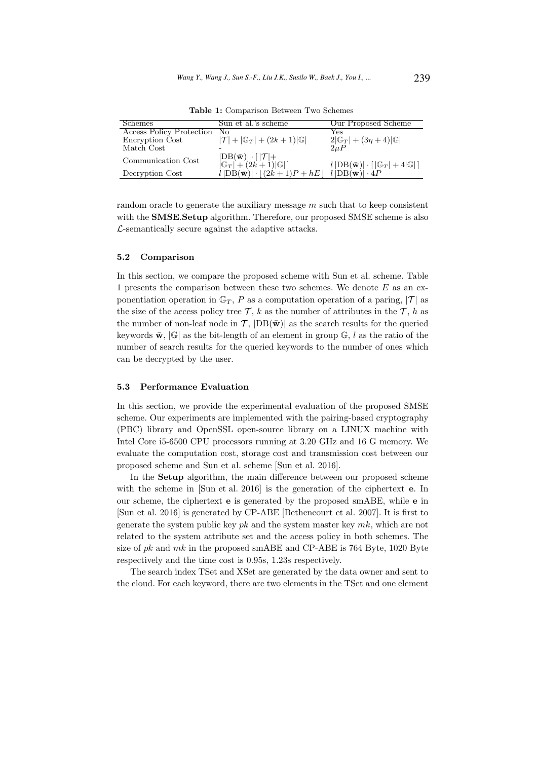**Table 1:** Comparison Between Two Schemes

| Schemes | Sun et al.'s scheme | Our Proposed Scheme |
|---|---|---|
| Access Policy Protection | No | Yes |
| Encryption Cost | $\lvert\mathcal{T}\rvert + \lvert\mathbb{G}_T\rvert + (2k+1)\lvert\mathbb{G}\rvert$ | $2\lvert\mathbb{G}_T\rvert + (3\eta+4)\lvert\mathbb{G}\rvert$ |
| Match Cost | - | $2\mu P$ |
| Communication Cost | $\lvert\mathrm{DB}(\bar{\mathbf{w}})\rvert \cdot [\,\lvert\mathcal{T}\rvert + \lvert\mathbb{G}_T\rvert + (2k+1)\lvert\mathbb{G}\rvert\,]$ | $l\,\lvert\mathrm{DB}(\bar{\mathbf{w}})\rvert \cdot [\,\lvert\mathbb{G}_T\rvert + 4\lvert\mathbb{G}\rvert\,]$ |
| Decryption Cost | $l\,\lvert\mathrm{DB}(\bar{\mathbf{w}})\rvert \cdot [\,(2k+1)P + hE\,]$ | $l\,\lvert\mathrm{DB}(\bar{\mathbf{w}})\rvert \cdot 4P$ |

random oracle to generate the auxiliary message $m$ such that to keep consistent with the **SMSE**.**Setup** algorithm. Therefore, our proposed SMSE scheme is also $\mathcal{L}$-semantically secure against the adaptive attacks.

### 5.2 Comparison

In this section, we compare the proposed scheme with Sun et al. scheme. Table 1 presents the comparison between these two schemes. We denote $E$ as an exponentiation operation in $\mathbb{G}_T$, $P$ as a computation operation of a paring, $|\mathcal{T}|$ as the size of the access policy tree $\mathcal{T}$, $k$ as the number of attributes in the $\mathcal{T}$, $h$ as the number of non-leaf node in $\mathcal{T}$, $|\mathrm{DB}(\bar{\mathbf{w}})|$ as the search results for the queried keywords $\bar{\mathbf{w}}$, $|\mathbb{G}|$ as the bit-length of an element in group $\mathbb{G}$, $l$ as the ratio of the number of search results for the queried keywords to the number of ones which can be decrypted by the user.

### 5.3 Performance Evaluation

In this section, we provide the experimental evaluation of the proposed SMSE scheme. Our experiments are implemented with the pairing-based cryptography (PBC) library and OpenSSL open-source library on a LINUX machine with Intel Core i5-6500 CPU processors running at 3.20 GHz and 16 G memory. We evaluate the computation cost, storage cost and transmission cost between our proposed scheme and Sun et al. scheme [Sun et al. 2016].

In the **Setup** algorithm, the main difference between our proposed scheme with the scheme in [Sun et al. 2016] is the generation of the ciphertext **e**. In our scheme, the ciphertext **e** is generated by the proposed smABE, while **e** in [Sun et al. 2016] is generated by CP-ABE [Bethencourt et al. 2007]. It is first to generate the system public key $pk$ and the system master key $mk$, which are not related to the system attribute set and the access policy in both schemes. The size of $pk$ and $mk$ in the proposed smABE and CP-ABE is 764 Byte, 1020 Byte respectively and the time cost is 0.95s, 1.23s respectively.

The search index TSet and XSet are generated by the data owner and sent to the cloud. For each keyword, there are two elements in the TSet and one element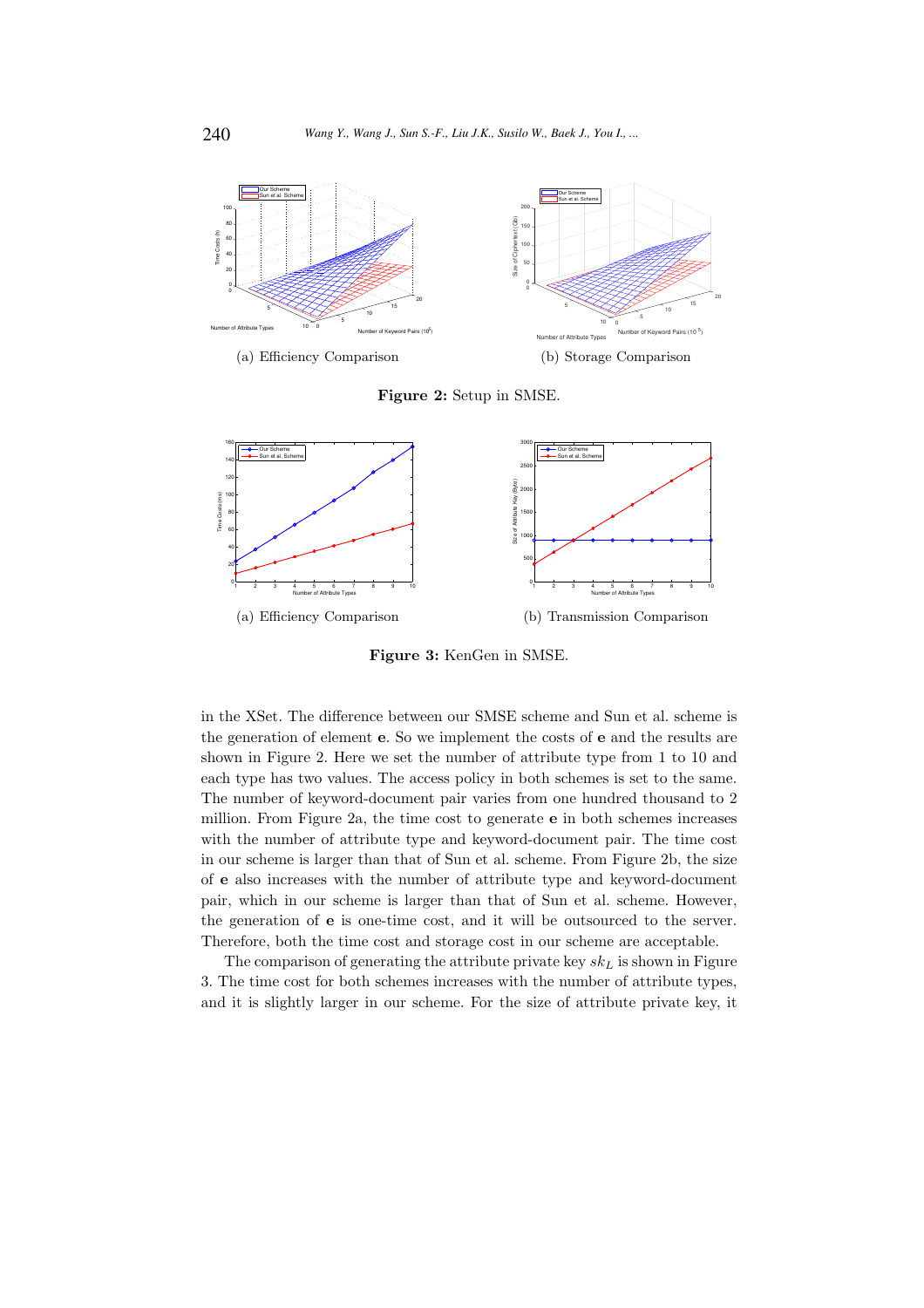(a) Efficiency Comparison

(b) Storage Comparison

**Figure 2:** Setup in SMSE.

(a) Efficiency Comparison

(b) Transmission Comparison

**Figure 3:** KenGen in SMSE.

in the XSet. The difference between our SMSE scheme and Sun et al. scheme is the generation of element **e**. So we implement the costs of **e** and the results are shown in Figure 2. Here we set the number of attribute type from 1 to 10 and each type has two values. The access policy in both schemes is set to the same. The number of keyword-document pair varies from one hundred thousand to 2 million. From Figure 2a, the time cost to generate **e** in both schemes increases with the number of attribute type and keyword-document pair. The time cost in our scheme is larger than that of Sun et al. scheme. From Figure 2b, the size of **e** also increases with the number of attribute type and keyword-document pair, which in our scheme is larger than that of Sun et al. scheme. However, the generation of **e** is one-time cost, and it will be outsourced to the server. Therefore, both the time cost and storage cost in our scheme are acceptable.

The comparison of generating the attribute private key $sk_L$ is shown in Figure 3. The time cost for both schemes increases with the number of attribute types, and it is slightly larger in our scheme. For the size of attribute private key, it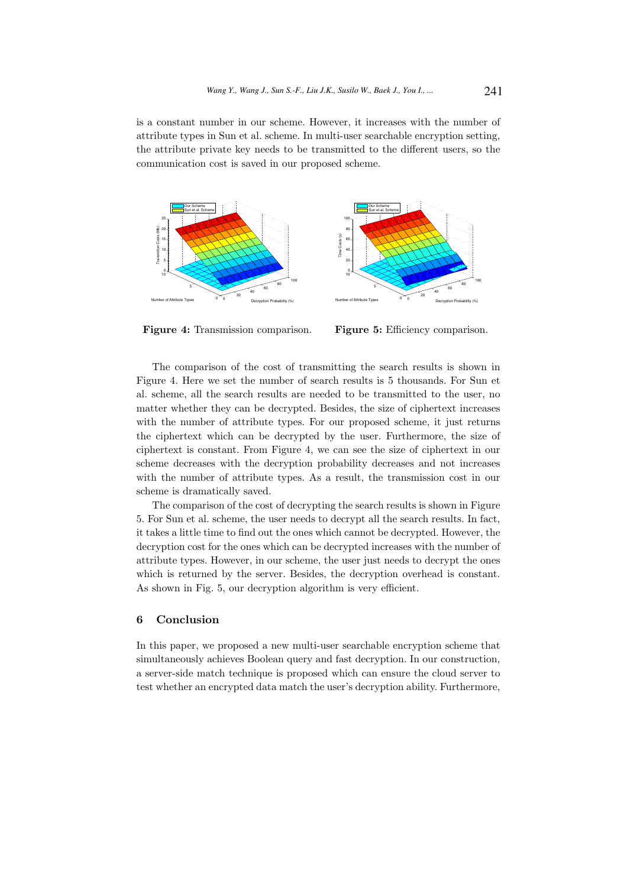is a constant number in our scheme. However, it increases with the number of attribute types in Sun et al. scheme. In multi-user searchable encryption setting, the attribute private key needs to be transmitted to the different users, so the communication cost is saved in our proposed scheme.

**Figure 4:** Transmission comparison.

**Figure 5:** Efficiency comparison.

The comparison of the cost of transmitting the search results is shown in Figure 4. Here we set the number of search results is 5 thousands. For Sun et al. scheme, all the search results are needed to be transmitted to the user, no matter whether they can be decrypted. Besides, the size of ciphertext increases with the number of attribute types. For our proposed scheme, it just returns the ciphertext which can be decrypted by the user. Furthermore, the size of ciphertext is constant. From Figure 4, we can see the size of ciphertext in our scheme decreases with the decryption probability decreases and not increases with the number of attribute types. As a result, the transmission cost in our scheme is dramatically saved.

The comparison of the cost of decrypting the search results is shown in Figure 5. For Sun et al. scheme, the user needs to decrypt all the search results. In fact, it takes a little time to find out the ones which cannot be decrypted. However, the decryption cost for the ones which can be decrypted increases with the number of attribute types. However, in our scheme, the user just needs to decrypt the ones which is returned by the server. Besides, the decryption overhead is constant. As shown in Fig. 5, our decryption algorithm is very efficient.

## 6 Conclusion

In this paper, we proposed a new multi-user searchable encryption scheme that simultaneously achieves Boolean query and fast decryption. In our construction, a server-side match technique is proposed which can ensure the cloud server to test whether an encrypted data match the user's decryption ability. Furthermore,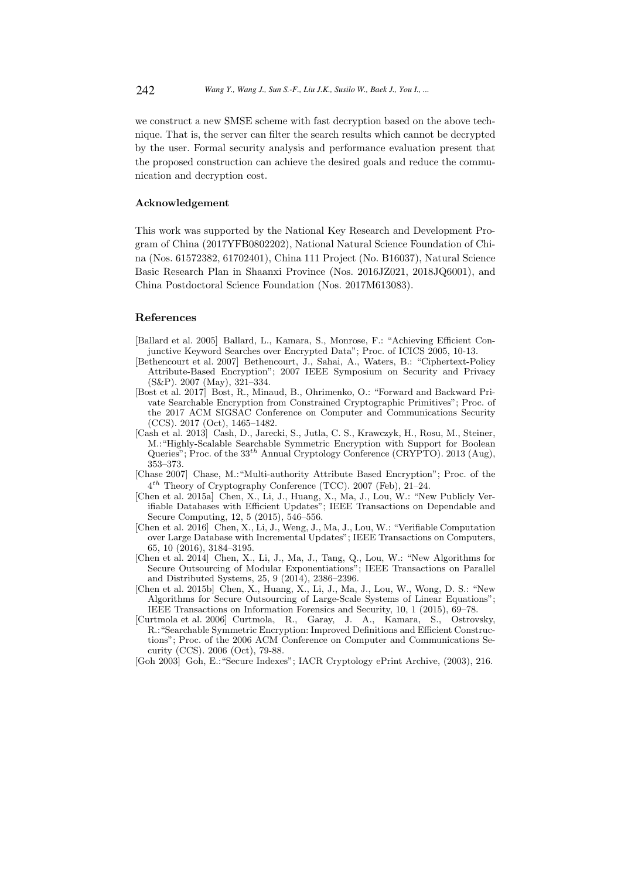we construct a new SMSE scheme with fast decryption based on the above technique. That is, the server can filter the search results which cannot be decrypted by the user. Formal security analysis and performance evaluation present that the proposed construction can achieve the desired goals and reduce the communication and decryption cost.

### Acknowledgement

This work was supported by the National Key Research and Development Program of China (2017YFB0802202), National Natural Science Foundation of China (Nos. 61572382, 61702401), China 111 Project (No. B16037), Natural Science Basic Research Plan in Shaanxi Province (Nos. 2016JZ021, 2018JQ6001), and China Postdoctoral Science Foundation (Nos. 2017M613083).

## References

[Ballard et al. 2005] Ballard, L., Kamara, S., Monrose, F.: "Achieving Efficient Conjunctive Keyword Searches over Encrypted Data"; Proc. of ICICS 2005, 10-13.

[Bethencourt et al. 2007] Bethencourt, J., Sahai, A., Waters, B.: "Ciphertext-Policy Attribute-Based Encryption"; 2007 IEEE Symposium on Security and Privacy (S&P). 2007 (May), 321–334.

[Bost et al. 2017] Bost, R., Minaud, B., Ohrimenko, O.: "Forward and Backward Private Searchable Encryption from Constrained Cryptographic Primitives"; Proc. of the 2017 ACM SIGSAC Conference on Computer and Communications Security (CCS). 2017 (Oct), 1465–1482.

[Cash et al. 2013] Cash, D., Jarecki, S., Jutla, C. S., Krawczyk, H., Rosu, M., Steiner, M.:"Highly-Scalable Searchable Symmetric Encryption with Support for Boolean Queries"; Proc. of the $33^{th}$ Annual Cryptology Conference (CRYPTO). 2013 (Aug), 353–373.

[Chase 2007] Chase, M.:"Multi-authority Attribute Based Encryption"; Proc. of the $4^{th}$ Theory of Cryptography Conference (TCC). 2007 (Feb), 21–24.

[Chen et al. 2015a] Chen, X., Li, J., Huang, X., Ma, J., Lou, W.: "New Publicly Verifiable Databases with Efficient Updates"; IEEE Transactions on Dependable and Secure Computing, 12, 5 (2015), 546–556.

[Chen et al. 2016] Chen, X., Li, J., Weng, J., Ma, J., Lou, W.: "Verifiable Computation over Large Database with Incremental Updates"; IEEE Transactions on Computers, 65, 10 (2016), 3184–3195.

[Chen et al. 2014] Chen, X., Li, J., Ma, J., Tang, Q., Lou, W.: "New Algorithms for Secure Outsourcing of Modular Exponentiations"; IEEE Transactions on Parallel and Distributed Systems, 25, 9 (2014), 2386–2396.

[Chen et al. 2015b] Chen, X., Huang, X., Li, J., Ma, J., Lou, W., Wong, D. S.: "New Algorithms for Secure Outsourcing of Large-Scale Systems of Linear Equations"; IEEE Transactions on Information Forensics and Security, 10, 1 (2015), 69–78.

[Curtmola et al. 2006] Curtmola, R., Garay, J. A., Kamara, S., Ostrovsky, R.:"Searchable Symmetric Encryption: Improved Definitions and Efficient Constructions"; Proc. of the 2006 ACM Conference on Computer and Communications Security (CCS). 2006 (Oct), 79-88.

[Goh 2003] Goh, E.:"Secure Indexes"; IACR Cryptology ePrint Archive, (2003), 216.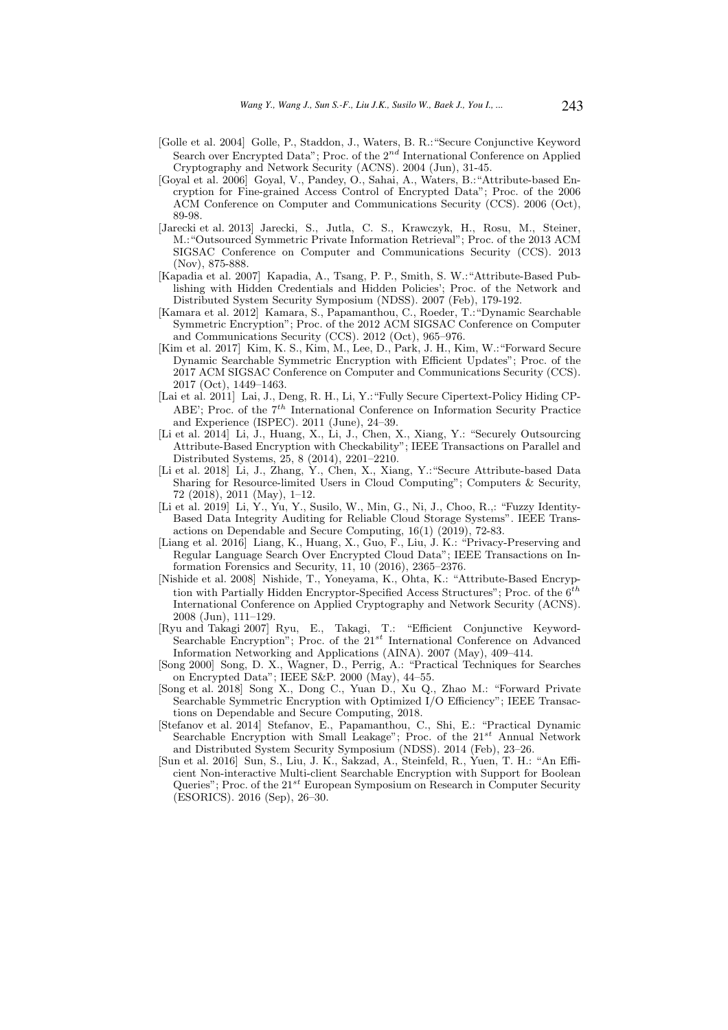[Golle et al. 2004] Golle, P., Staddon, J., Waters, B. R.: "Secure Conjunctive Keyword Search over Encrypted Data"; Proc. of the $2^{nd}$ International Conference on Applied Cryptography and Network Security (ACNS). 2004 (Jun), 31-45.

[Goyal et al. 2006] Goyal, V., Pandey, O., Sahai, A., Waters, B.: "Attribute-based Encryption for Fine-grained Access Control of Encrypted Data"; Proc. of the 2006 ACM Conference on Computer and Communications Security (CCS). 2006 (Oct), 89-98.

[Jarecki et al. 2013] Jarecki, S., Jutla, C. S., Krawczyk, H., Rosu, M., Steiner, M.: "Outsourced Symmetric Private Information Retrieval"; Proc. of the 2013 ACM SIGSAC Conference on Computer and Communications Security (CCS). 2013 (Nov), 875-888.

[Kapadia et al. 2007] Kapadia, A., Tsang, P. P., Smith, S. W.: "Attribute-Based Publishing with Hidden Credentials and Hidden Policies'; Proc. of the Network and Distributed System Security Symposium (NDSS). 2007 (Feb), 179-192.

[Kamara et al. 2012] Kamara, S., Papamanthou, C., Roeder, T.: "Dynamic Searchable Symmetric Encryption"; Proc. of the 2012 ACM SIGSAC Conference on Computer and Communications Security (CCS). 2012 (Oct), 965–976.

[Kim et al. 2017] Kim, K. S., Kim, M., Lee, D., Park, J. H., Kim, W.: "Forward Secure Dynamic Searchable Symmetric Encryption with Efficient Updates"; Proc. of the 2017 ACM SIGSAC Conference on Computer and Communications Security (CCS). 2017 (Oct), 1449–1463.

[Lai et al. 2011] Lai, J., Deng, R. H., Li, Y.: "Fully Secure Cipertext-Policy Hiding CP-ABE'; Proc. of the $7^{th}$ International Conference on Information Security Practice and Experience (ISPEC). 2011 (June), 24–39.

[Li et al. 2014] Li, J., Huang, X., Li, J., Chen, X., Xiang, Y.: "Securely Outsourcing Attribute-Based Encryption with Checkability"; IEEE Transactions on Parallel and Distributed Systems, 25, 8 (2014), 2201–2210.

[Li et al. 2018] Li, J., Zhang, Y., Chen, X., Xiang, Y.: "Secure Attribute-based Data Sharing for Resource-limited Users in Cloud Computing"; Computers & Security, 72 (2018), 2011 (May), 1–12.

[Li et al. 2019] Li, Y., Yu, Y., Susilo, W., Min, G., Ni, J., Choo, R.,: "Fuzzy Identity-Based Data Integrity Auditing for Reliable Cloud Storage Systems". IEEE Transactions on Dependable and Secure Computing, 16(1) (2019), 72-83.

[Liang et al. 2016] Liang, K., Huang, X., Guo, F., Liu, J. K.: "Privacy-Preserving and Regular Language Search Over Encrypted Cloud Data"; IEEE Transactions on Information Forensics and Security, 11, 10 (2016), 2365–2376.

[Nishide et al. 2008] Nishide, T., Yoneyama, K., Ohta, K.: "Attribute-Based Encryption with Partially Hidden Encryptor-Specified Access Structures"; Proc. of the $6^{th}$ International Conference on Applied Cryptography and Network Security (ACNS). 2008 (Jun), 111–129.

[Ryu and Takagi 2007] Ryu, E., Takagi, T.: "Efficient Conjunctive Keyword-Searchable Encryption"; Proc. of the $21^{st}$ International Conference on Advanced Information Networking and Applications (AINA). 2007 (May), 409–414.

[Song 2000] Song, D. X., Wagner, D., Perrig, A.: "Practical Techniques for Searches on Encrypted Data"; IEEE S&P. 2000 (May), 44–55.

[Song et al. 2018] Song X., Dong C., Yuan D., Xu Q., Zhao M.: "Forward Private Searchable Symmetric Encryption with Optimized I/O Efficiency"; IEEE Transactions on Dependable and Secure Computing, 2018.

[Stefanov et al. 2014] Stefanov, E., Papamanthou, C., Shi, E.: "Practical Dynamic Searchable Encryption with Small Leakage"; Proc. of the $21^{st}$ Annual Network and Distributed System Security Symposium (NDSS). 2014 (Feb), 23–26.

[Sun et al. 2016] Sun, S., Liu, J. K., Sakzad, A., Steinfeld, R., Yuen, T. H.: "An Efficient Non-interactive Multi-client Searchable Encryption with Support for Boolean Queries"; Proc. of the $21^{st}$ European Symposium on Research in Computer Security (ESORICS). 2016 (Sep), 26–30.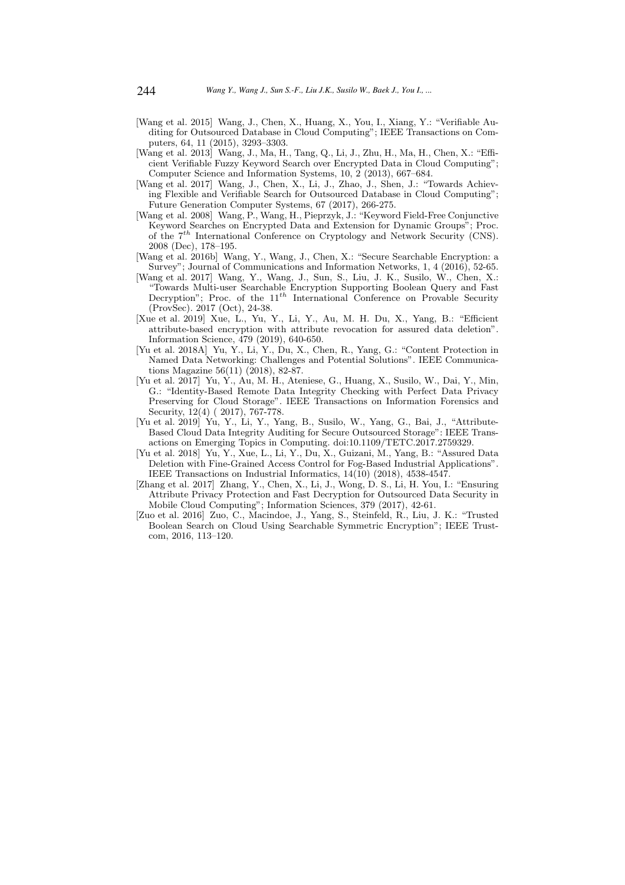[Wang et al. 2015] Wang, J., Chen, X., Huang, X., You, I., Xiang, Y.: "Verifiable Auditing for Outsourced Database in Cloud Computing"; IEEE Transactions on Computers, 64, 11 (2015), 3293–3303.

[Wang et al. 2013] Wang, J., Ma, H., Tang, Q., Li, J., Zhu, H., Ma, H., Chen, X.: "Efficient Verifiable Fuzzy Keyword Search over Encrypted Data in Cloud Computing"; Computer Science and Information Systems, 10, 2 (2013), 667–684.

[Wang et al. 2017] Wang, J., Chen, X., Li, J., Zhao, J., Shen, J.: "Towards Achieving Flexible and Verifiable Search for Outsourced Database in Cloud Computing"; Future Generation Computer Systems, 67 (2017), 266-275.

[Wang et al. 2008] Wang, P., Wang, H., Pieprzyk, J.: "Keyword Field-Free Conjunctive Keyword Searches on Encrypted Data and Extension for Dynamic Groups"; Proc. of the $7^{th}$ International Conference on Cryptology and Network Security (CNS). 2008 (Dec), 178–195.

[Wang et al. 2016b] Wang, Y., Wang, J., Chen, X.: "Secure Searchable Encryption: a Survey"; Journal of Communications and Information Networks, 1, 4 (2016), 52-65.

[Wang et al. 2017] Wang, Y., Wang, J., Sun, S., Liu, J. K., Susilo, W., Chen, X.: "Towards Multi-user Searchable Encryption Supporting Boolean Query and Fast Decryption"; Proc. of the $11^{th}$ International Conference on Provable Security (ProvSec). 2017 (Oct), 24-38.

[Xue et al. 2019] Xue, L., Yu, Y., Li, Y., Au, M. H. Du, X., Yang, B.: "Efficient attribute-based encryption with attribute revocation for assured data deletion". Information Science, 479 (2019), 640-650.

[Yu et al. 2018A] Yu, Y., Li, Y., Du, X., Chen, R., Yang, G.: "Content Protection in Named Data Networking: Challenges and Potential Solutions". IEEE Communications Magazine 56(11) (2018), 82-87.

[Yu et al. 2017] Yu, Y., Au, M. H., Ateniese, G., Huang, X., Susilo, W., Dai, Y., Min, G.: "Identity-Based Remote Data Integrity Checking with Perfect Data Privacy Preserving for Cloud Storage". IEEE Transactions on Information Forensics and Security, 12(4) ( 2017), 767-778.

[Yu et al. 2019] Yu, Y., Li, Y., Yang, B., Susilo, W., Yang, G., Bai, J., "Attribute-Based Cloud Data Integrity Auditing for Secure Outsourced Storage": IEEE Transactions on Emerging Topics in Computing. doi:10.1109/TETC.2017.2759329.

[Yu et al. 2018] Yu, Y., Xue, L., Li, Y., Du, X., Guizani, M., Yang, B.: "Assured Data Deletion with Fine-Grained Access Control for Fog-Based Industrial Applications". IEEE Transactions on Industrial Informatics, 14(10) (2018), 4538-4547.

[Zhang et al. 2017] Zhang, Y., Chen, X., Li, J., Wong, D. S., Li, H. You, I.: "Ensuring Attribute Privacy Protection and Fast Decryption for Outsourced Data Security in Mobile Cloud Computing"; Information Sciences, 379 (2017), 42-61.

[Zuo et al. 2016] Zuo, C., Macindoe, J., Yang, S., Steinfeld, R., Liu, J. K.: "Trusted Boolean Search on Cloud Using Searchable Symmetric Encryption"; IEEE Trustcom, 2016, 113–120.